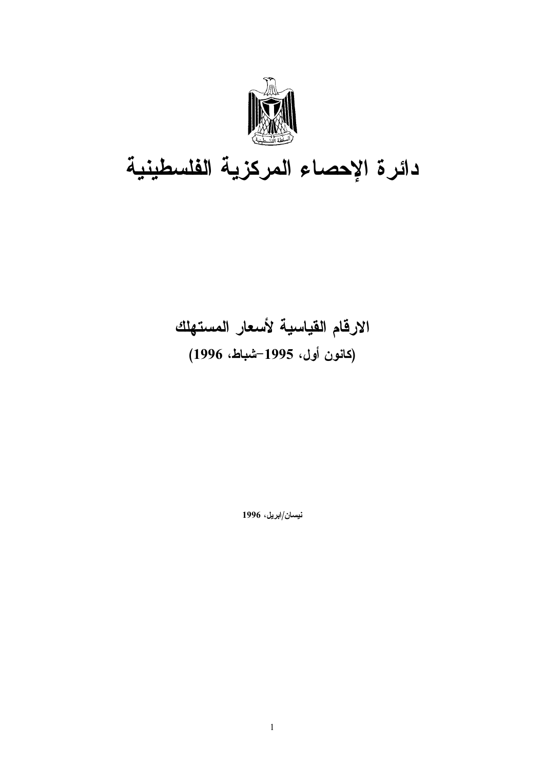# دائرة الإحصاء المركزية الفلسطينية

## الارقام القياسية لأسعار المستهلك

### (كانون أول، 1995-شباط، 1996)

نيسان/ابريل، 1996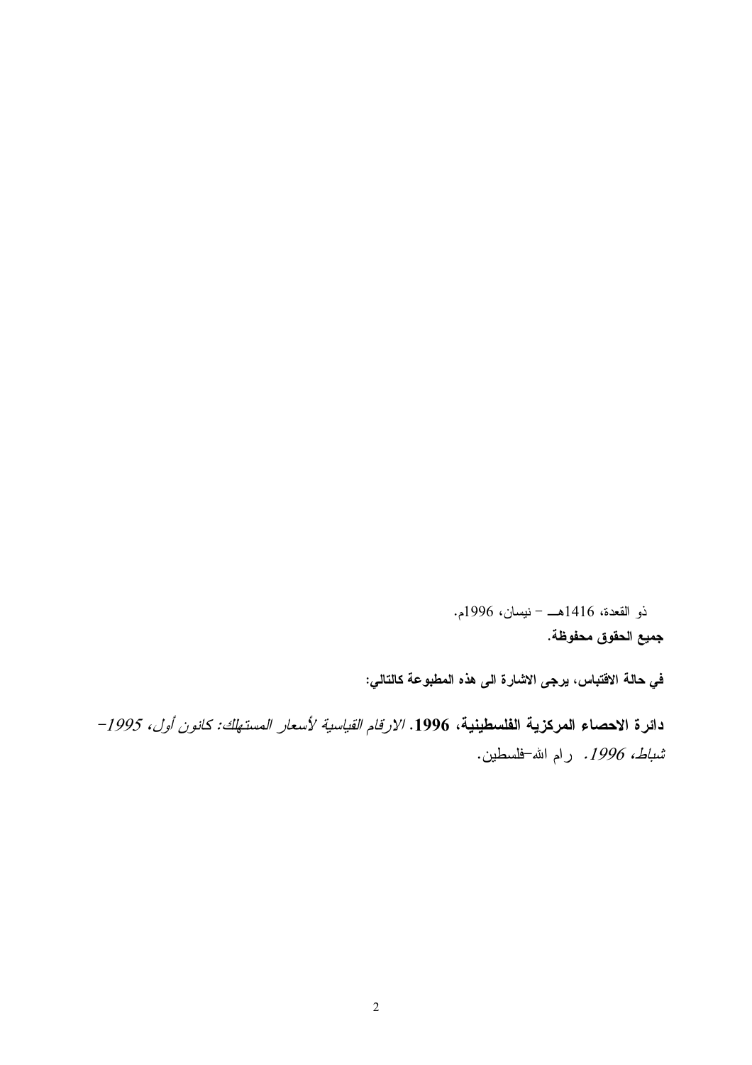ذو القعدة، 1416هـ - نيسان، 1996م.

**جميع الحقوق محفوظة.**

**في حالة الاقتباس، يرجى الاشارة الى هذه المطبوعة كالتالي:**

**دائرة الاحصاء المركزية الفلسطينية، 1996.** *الارقام القياسية لأسعار المستهلك: كانون أول، 1995- شباط، 1996.* رام الله-فلسطين.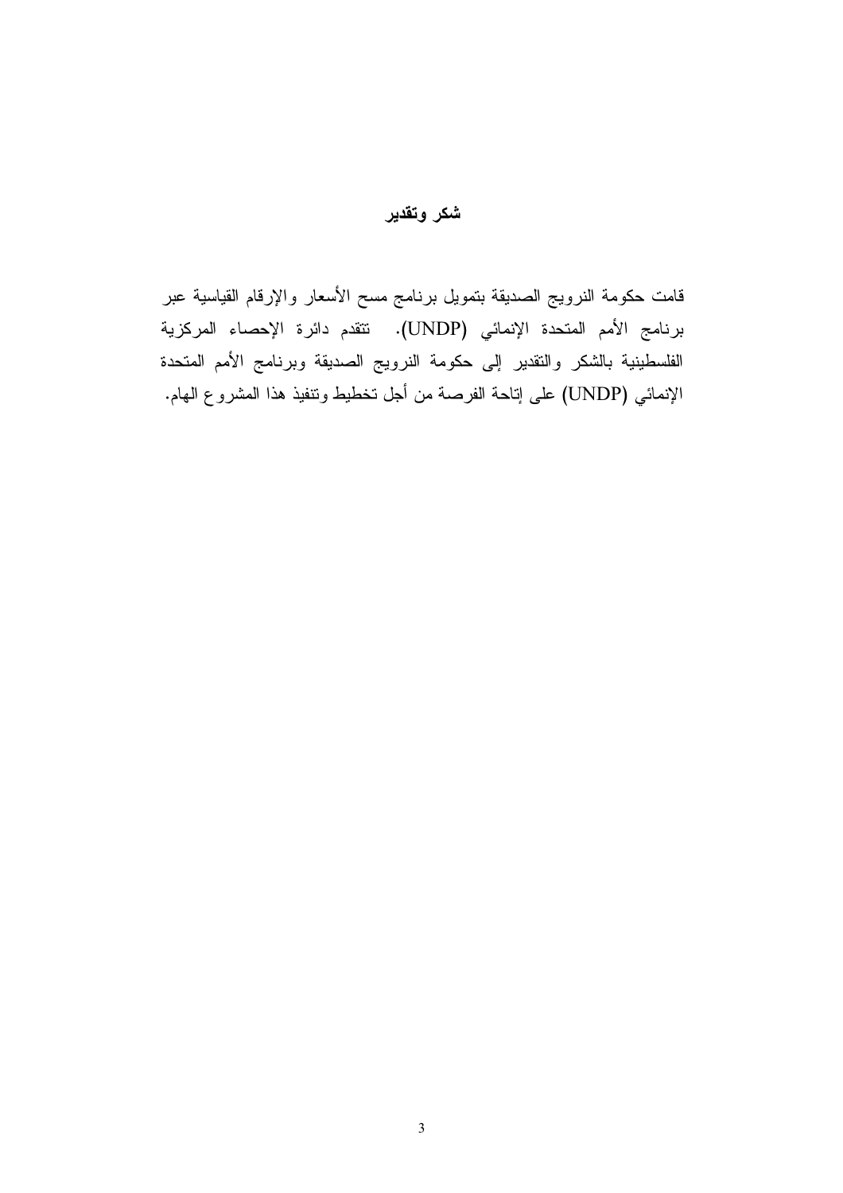## شكر وتقدير

قامت حكومة النرويج الصديقة بتمويل برنامج مسح الأسعار والإرقام القياسية عبر برنامج الأمم المتحدة الإنمائي (UNDP). تتقدم دائرة الإحصاء المركزية الفلسطينية بالشكر والتقدير إلى حكومة النرويج الصديقة وبرنامج الأمم المتحدة الإنمائي (UNDP) على إتاحة الفرصة من أجل تخطيط وتنفيذ هذا المشروع الهام.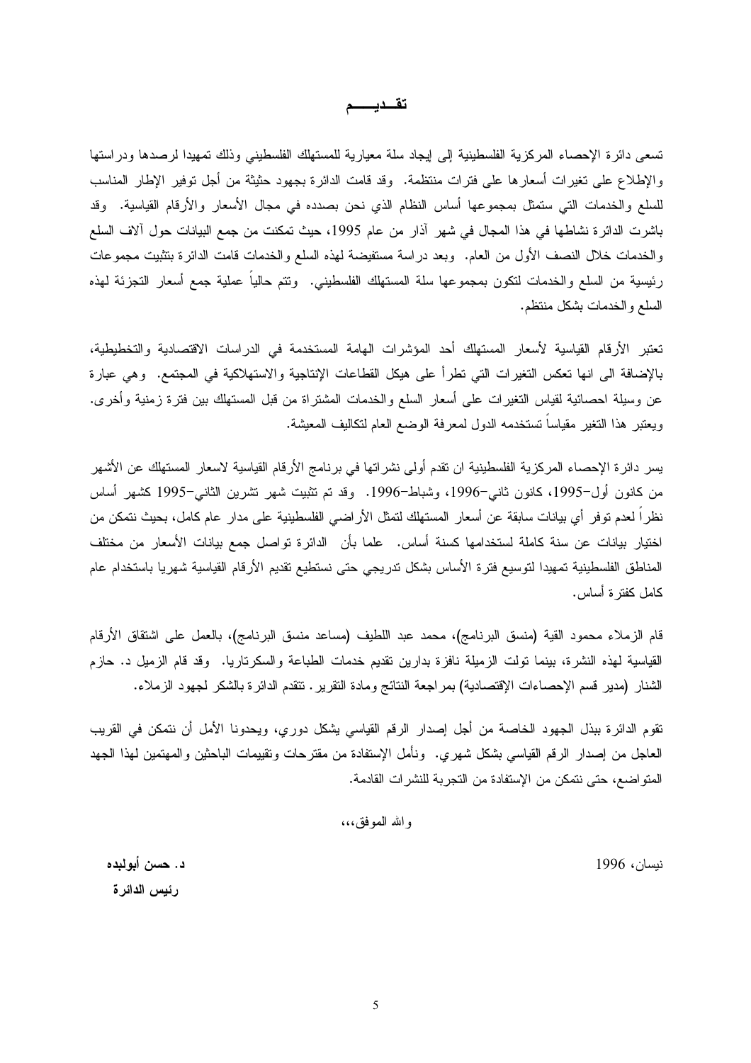# تقـــديـــــم

تسعى دائرة الإحصاء المركزية الفلسطينية إلى إيجاد سلة معيارية للمستهلك الفلسطيني وذلك تمهيدا لرصدها ودراستها والإطلاع على تغيرات أسعارها على فترات منتظمة. وقد قامت الدائرة بجهود حثيثة من أجل توفير الإطار المناسب للسلع والخدمات التي ستمثل بمجموعها أساس النظام الذي نحن بصدده في مجال الأسعار والأرقام القياسية. وقد باشرت الدائرة نشاطها في هذا المجال في شهر آذار من عام 1995، حيث تمكنت من جمع البيانات حول آلاف السلع والخدمات خلال النصف الأول من العام. وبعد دراسة مستفيضة لهذه السلع والخدمات قامت الدائرة بتثبيت مجموعات رئيسية من السلع والخدمات لتكون بمجموعها سلة المستهلك الفلسطيني. وتتم حالياً عملية جمع أسعار التجزئة لهذه السلع والخدمات بشكل منتظم.

تعتبر الأرقام القياسية لأسعار المستهلك أحد المؤشرات الهامة المستخدمة في الدراسات الاقتصادية والتخطيطية، بالإضافة الى انها تعكس التغيرات التي تطرأ على هيكل القطاعات الإنتاجية والاستهلاكية في المجتمع. وهي عبارة عن وسيلة احصائية لقياس التغيرات على أسعار السلع والخدمات المشتراة من قبل المستهلك بين فترة زمنية وأخرى. ويعتبر هذا التغير مقياساً تستخدمه الدول لمعرفة الوضع العام لتكاليف المعيشة.

يسر دائرة الإحصاء المركزية الفلسطينية ان تقدم أولى نشراتها في برنامج الأرقام القياسية لاسعار المستهلك عن الأشهر من كانون أول-1995، كانون ثاني-1996، وشباط-1996. وقد تم تثبيت شهر تشرين الثاني-1995 كشهر أساس نظراً لعدم توفر أي بيانات سابقة عن أسعار المستهلك لتمثل الأراضي الفلسطينية على مدار عام كامل، بحيث نتمكن من اختيار بيانات عن سنة كاملة لستخدامها كسنة أساس. علما بأن الدائرة تواصل جمع بيانات الأسعار من مختلف المناطق الفلسطينية تمهيدا لتوسيع فترة الأساس بشكل تدريجي حتى نستطيع تقديم الأرقام القياسية شهريا باستخدام عام كامل كفترة أساس.

قام الزملاء محمود القية (منسق البرنامج)، محمد عبد اللطيف (مساعد منسق البرنامج)، بالعمل على اشتقاق الأرقام القياسية لهذه النشرة، بينما تولت الزميلة نافزة بدارين تقديم خدمات الطباعة والسكرتاريا. وقد قام الزميل د. حازم الشنار (مدير قسم الإحصاءات الإقتصادية) بمراجعة النتائج ومادة التقرير. تتقدم الدائرة بالشكر لجهود الزملاء.

تقوم الدائرة ببذل الجهود الخاصة من أجل إصدار الرقم القياسي بشكل دوري، ويحدونا الأمل أن نتمكن في القريب العاجل من إصدار الرقم القياسي بشكل شهري. ونأمل الإستفادة من مقترحات وتقييمات الباحثين والمهتمين لهذا الجهد المتواضع، حتى نتمكن من الإستفادة من التجربة للنشرات القادمة.

والله الموفق،،،

نيسان، 1996

**د. حسن أبوليده**
**رئيس الدائرة**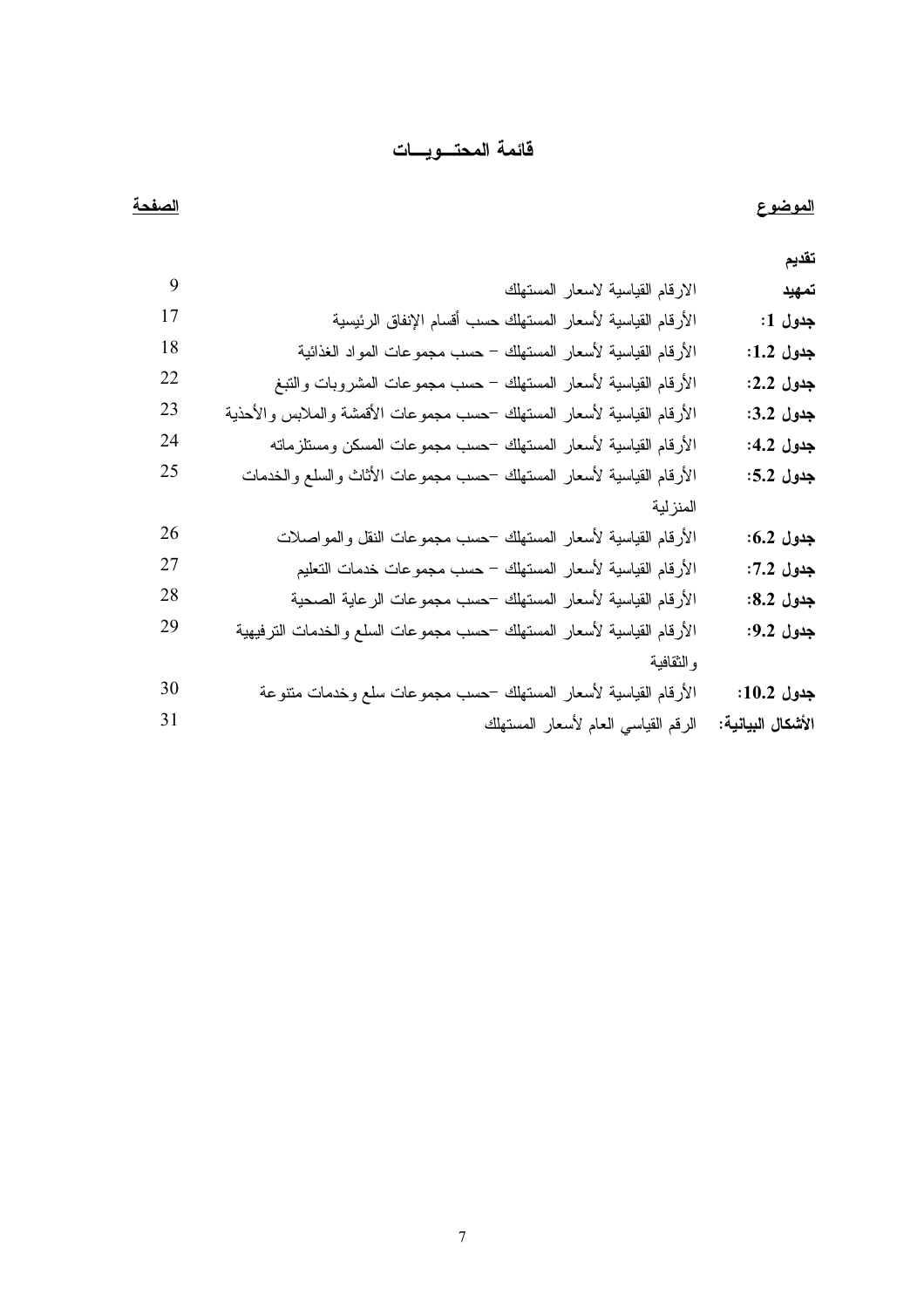# قائمة المحتــويــات

| الموضوع | | الصفحة |
|---|---|---|
| **تقديم** | | |
| **تمهيد** | الارقام القياسية لاسعار المستهلك | 9 |
| **جدول 1:** | الأرقام القياسية لأسعار المستهلك حسب أقسام الإنفاق الرئيسية | 17 |
| **جدول 1.2:** | الأرقام القياسية لأسعار المستهلك – حسب مجموعات المواد الغذائية | 18 |
| **جدول 2.2:** | الأرقام القياسية لأسعار المستهلك – حسب مجموعات المشروبات والتبغ | 22 |
| **جدول 3.2:** | الأرقام القياسية لأسعار المستهلك –حسب مجموعات الأقمشة والملابس والأحذية | 23 |
| **جدول 4.2:** | الأرقام القياسية لأسعار المستهلك –حسب مجموعات المسكن ومستلزماته | 24 |
| **جدول 5.2:** | الأرقام القياسية لأسعار المستهلك –حسب مجموعات الأثاث والسلع والخدمات المنزلية | 25 |
| **جدول 6.2:** | الأرقام القياسية لأسعار المستهلك –حسب مجموعات النقل والمواصلات | 26 |
| **جدول 7.2:** | الأرقام القياسية لأسعار المستهلك – حسب مجموعات خدمات التعليم | 27 |
| **جدول 8.2:** | الأرقام القياسية لأسعار المستهلك –حسب مجموعات الرعاية الصحية | 28 |
| **جدول 9.2:** | الأرقام القياسية لأسعار المستهلك –حسب مجموعات السلع والخدمات الترفيهية والثقافية | 29 |
| **جدول 10.2:** | الأرقام القياسية لأسعار المستهلك –حسب مجموعات سلع وخدمات متنوعة | 30 |
| **الأشكال البيانية:** | الرقم القياسي العام لأسعار المستهلك | 31 |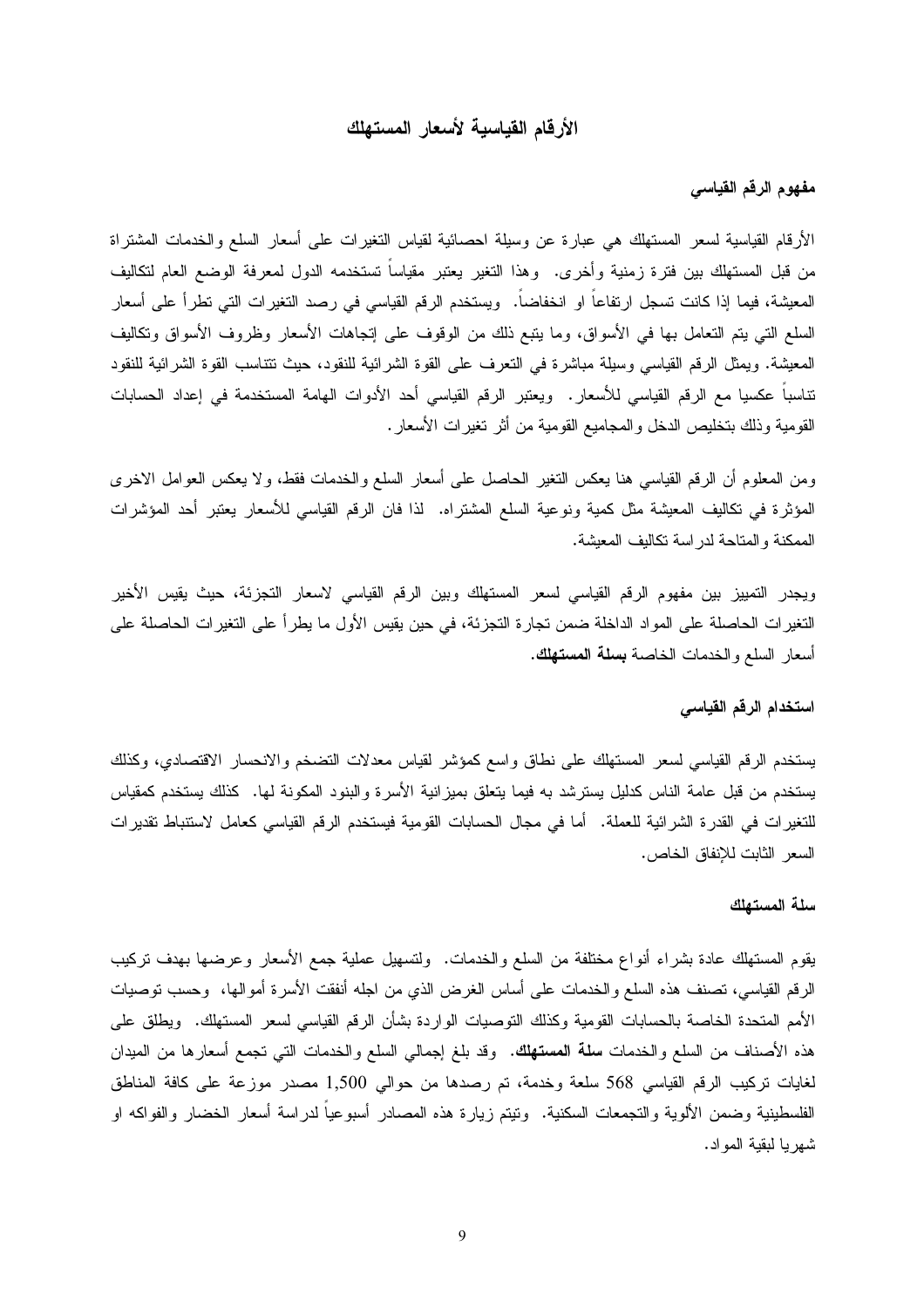# الأرقام القياسية لأسعار المستهلك

## مفهوم الرقم القياسي

الأرقام القياسية لسعر المستهلك هي عبارة عن وسيلة احصائية لقياس التغيرات على أسعار السلع والخدمات المشتراة من قبل المستهلك بين فترة زمنية وأخرى. وهذا التغير يعتبر مقياساً تستخدمه الدول لمعرفة الوضع العام لتكاليف المعيشة، فيما إذا كانت تسجل ارتفاعاً او انخفاضاً. ويستخدم الرقم القياسي في رصد التغيرات التي تطرأ على أسعار السلع التي يتم التعامل بها في الأسواق، وما يتبع ذلك من الوقوف على إتجاهات الأسعار وظروف الأسواق وتكاليف المعيشة. ويمثل الرقم القياسي وسيلة مباشرة في التعرف على القوة الشرائية للنقود، حيث تتناسب القوة الشرائية للنقود تناسباً عكسيا مع الرقم القياسي للأسعار. ويعتبر الرقم القياسي أحد الأدوات الهامة المستخدمة في إعداد الحسابات القومية وذلك بتخليص الدخل والمجاميع القومية من أثر تغيرات الأسعار.

ومن المعلوم أن الرقم القياسي هنا يعكس التغير الحاصل على أسعار السلع والخدمات فقط، ولا يعكس العوامل الاخرى المؤثرة في تكاليف المعيشة مثل كمية ونوعية السلع المشتراه. لذا فان الرقم القياسي للأسعار يعتبر أحد المؤشرات الممكنة والمتاحة لدراسة تكاليف المعيشة.

ويجدر التمييز بين مفهوم الرقم القياسي لسعر المستهلك وبين الرقم القياسي لاسعار التجزئة، حيث يقيس الأخير التغيرات الحاصلة على المواد الداخلة ضمن تجارة التجزئة، في حين يقيس الأول ما يطرأ على التغيرات الحاصلة على أسعار السلع والخدمات الخاصة **بسلة المستهلك**.

## استخدام الرقم القياسي

يستخدم الرقم القياسي لسعر المستهلك على نطاق واسع كمؤشر لقياس معدلات التضخم والانحسار الاقتصادي، وكذلك يستخدم من قبل عامة الناس كدليل يسترشد به فيما يتعلق بميزانية الأسرة والبنود المكونة لها. كذلك يستخدم كمقياس للتغيرات في القدرة الشرائية للعملة. أما في مجال الحسابات القومية فيستخدم الرقم القياسي كعامل لاستنباط تقديرات السعر الثابت للإنفاق الخاص.

## سلة المستهلك

يقوم المستهلك عادة بشراء أنواع مختلفة من السلع والخدمات. ولتسهيل عملية جمع الأسعار وعرضها بهدف تركيب الرقم القياسي، تصنف هذه السلع والخدمات على أساس الغرض الذي من اجله أنفقت الأسرة أموالها، وحسب توصيات الأمم المتحدة الخاصة بالحسابات القومية وكذلك التوصيات الواردة بشأن الرقم القياسي لسعر المستهلك. ويطلق على هذه الأصناف من السلع والخدمات **سلة المستهلك**. وقد بلغ إجمالي السلع والخدمات التي تجمع أسعارها من الميدان لغايات تركيب الرقم القياسي 568 سلعة وخدمة، تم رصدها من حوالي 1,500 مصدر موزعة على كافة المناطق الفلسطينية وضمن الألوية والتجمعات السكنية. ويتم زيارة هذه المصادر أسبوعياً لدراسة أسعار الخضار والفواكه او شهريا لبقية المواد.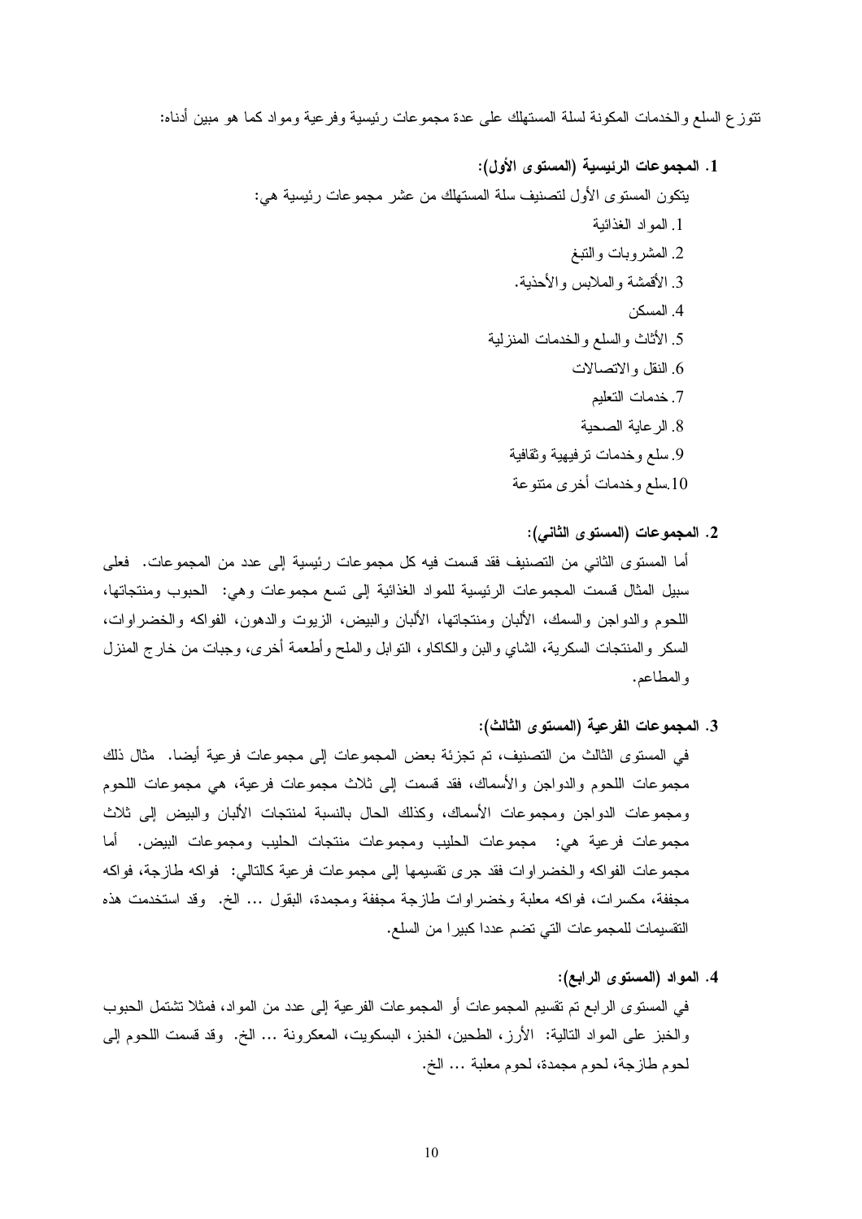تتوزع السلع والخدمات المكونة لسلة المستهلك على عدة مجموعات رئيسية وفرعية ومواد كما هو مبين أدناه:

**1. المجموعات الرئيسية (المستوى الأول):**

يتكون المستوى الأول لتصنيف سلة المستهلك من عشر مجموعات رئيسية هي:

1. المواد الغذائية
2. المشروبات والتبغ
3. الأقمشة والملابس والأحذية.
4. المسكن
5. الأثاث والسلع والخدمات المنزلية
6. النقل والاتصالات
7. خدمات التعليم
8. الرعاية الصحية
9. سلع وخدمات ترفيهية وثقافية
10. سلع وخدمات أخرى متنوعة

**2. المجموعات (المستوى الثاني):**

أما المستوى الثاني من التصنيف فقد قسمت فيه كل مجموعات رئيسية إلى عدد من المجموعات. فعلى سبيل المثال قسمت المجموعات الرئيسية للمواد الغذائية إلى تسع مجموعات وهي: الحبوب ومنتجاتها، اللحوم والدواجن والسمك، الألبان ومنتجاتها، الألبان والبيض، الزيوت والدهون، الفواكه والخضراوات، السكر والمنتجات السكرية، الشاي والبن والكاكاو، التوابل والملح وأطعمة أخرى، وجبات من خارج المنزل والمطاعم.

**3. المجموعات الفرعية (المستوى الثالث):**

في المستوى الثالث من التصنيف، تم تجزئة بعض المجموعات إلى مجموعات فرعية أيضا. مثال ذلك مجموعات اللحوم والدواجن والأسماك، فقد قسمت إلى ثلاث مجموعات فرعية، هي مجموعات اللحوم ومجموعات الدواجن ومجموعات الأسماك، وكذلك الحال بالنسبة لمنتجات الألبان والبيض إلى ثلاث مجموعات فرعية هي: مجموعات الحليب ومجموعات منتجات الحليب ومجموعات البيض. أما مجموعات الفواكه والخضراوات فقد جرى تقسيمها إلى مجموعات فرعية كالتالي: فواكه طازجة، فواكه مجففة، مكسرات، فواكه معلبة وخضراوات طازجة مجففة ومجمدة، البقول ... الخ. وقد استخدمت هذه التقسيمات للمجموعات التي تضم عددا كبيرا من السلع.

**4. المواد (المستوى الرابع):**

في المستوى الرابع تم تقسيم المجموعات أو المجموعات الفرعية إلى عدد من المواد، فمثلا تشتمل الحبوب والخبز على المواد التالية: الأرز، الطحين، الخبز، البسكويت، المعكرونة ... الخ. وقد قسمت اللحوم إلى لحوم طازجة، لحوم مجمدة، لحوم معلبة ... الخ.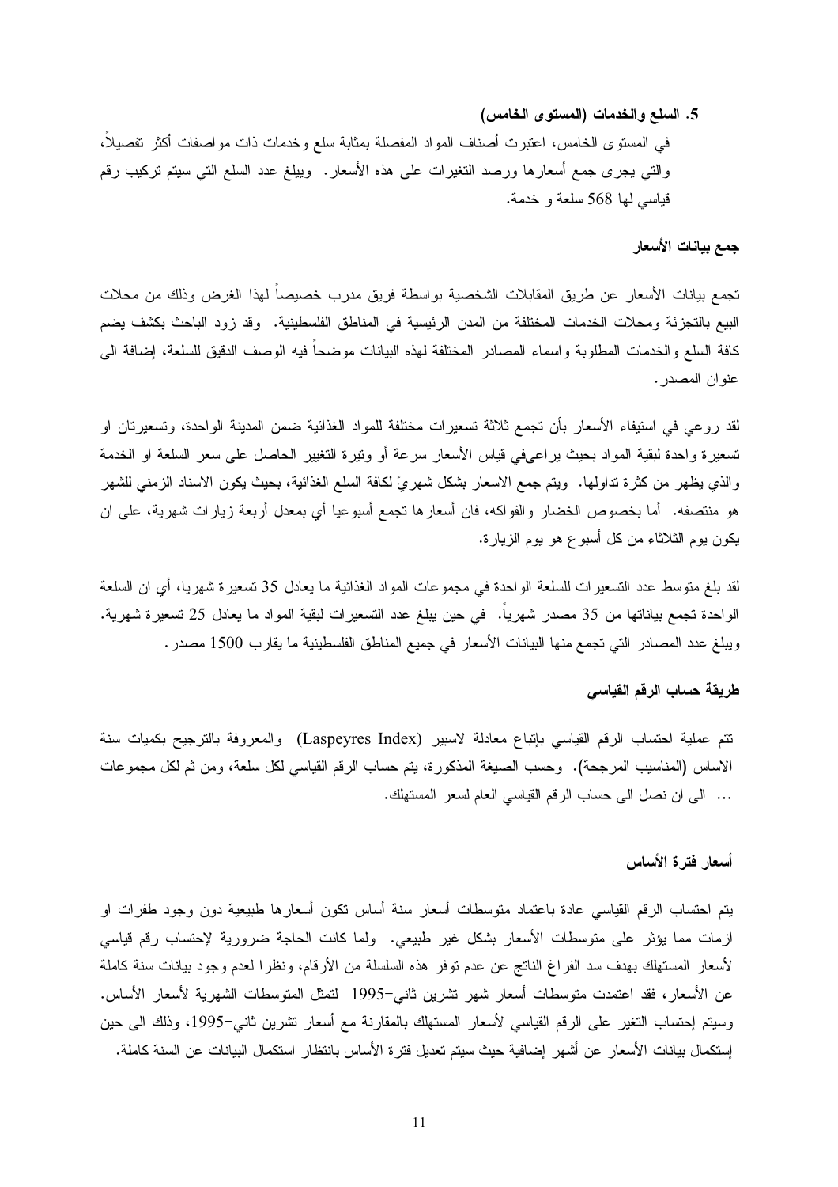### 5. السلع والخدمات (المستوى الخامس)

في المستوى الخامس، اعتبرت أصناف المواد المفصلة بمثابة سلع وخدمات ذات مواصفات أكثر تفصيلاً، والتي يجرى جمع أسعارها ورصد التغيرات على هذه الأسعار. ويبلغ عدد السلع التي سيتم تركيب رقم قياسي لها 568 سلعة و خدمة.

## جمع بيانات الأسعار

تجمع بيانات الأسعار عن طريق المقابلات الشخصية بواسطة فريق مدرب خصيصاً لهذا الغرض وذلك من محلات البيع بالتجزئة ومحلات الخدمات المختلفة من المدن الرئيسية في المناطق الفلسطينية. وقد زود الباحث بكشف يضم كافة السلع والخدمات المطلوبة واسماء المصادر المختلفة لهذه البيانات موضحاً فيه الوصف الدقيق للسلعة، إضافة الى عنوان المصدر.

لقد روعي في استيفاء الأسعار بأن تجمع ثلاثة تسعيرات مختلفة للمواد الغذائية ضمن المدينة الواحدة، وتسعيرتان او تسعيرة واحدة لبقية المواد بحيث يراعىفي قياس الأسعار سرعة أو وتيرة التغيير الحاصل على سعر السلعة او الخدمة والذي يظهر من كثرة تداولها. ويتم جمع الاسعار بشكل شهريٍ لكافة السلع الغذائية، بحيث يكون الاسناد الزمني للشهر هو منتصفه. أما بخصوص الخضار والفواكه، فان أسعارها تجمع أسبوعيا أي بمعدل أربعة زيارات شهرية، على ان يكون يوم الثلاثاء من كل أسبوع هو يوم الزيارة.

لقد بلغ متوسط عدد التسعيرات للسلعة الواحدة في مجموعات المواد الغذائية ما يعادل 35 تسعيرة شهريا، أي ان السلعة الواحدة تجمع بياناتها من 35 مصدر شهرياً. في حين يبلغ عدد التسعيرات لبقية المواد ما يعادل 25 تسعيرة شهرية. ويبلغ عدد المصادر التي تجمع منها البيانات الأسعار في جميع المناطق الفلسطينية ما يقارب 1500 مصدر.

## طريقة حساب الرقم القياسي

تتم عملية احتساب الرقم القياسي بإتباع معادلة لاسبير (Laspeyres Index) والمعروفة بالترجيح بكميات سنة الاساس (المناسيب المرجحة). وحسب الصيغة المذكورة، يتم حساب الرقم القياسي لكل سلعة، ومن ثم لكل مجموعات ... الى ان نصل الى حساب الرقم القياسي العام لسعر المستهلك.

## أسعار فترة الأساس

يتم احتساب الرقم القياسي عادة باعتماد متوسطات أسعار سنة أساس تكون أسعارها طبيعية دون وجود طفرات او ازمات مما يؤثر على متوسطات الأسعار بشكل غير طبيعي. ولما كانت الحاجة ضرورية لإحتساب رقم قياسي لأسعار المستهلك بهدف سد الفراغ الناتج عن عدم توفر هذه السلسلة من الأرقام، ونظرا لعدم وجود بيانات سنة كاملة عن الأسعار، فقد اعتمدت متوسطات أسعار شهر تشرين ثاني-1995 لتمثل المتوسطات الشهرية لأسعار الأساس. وسيتم إحتساب التغير على الرقم القياسي لأسعار المستهلك بالمقارنة مع أسعار تشرين ثاني-1995، وذلك الى حين إستكمال بيانات الأسعار عن أشهر إضافية حيث سيتم تعديل فترة الأساس بانتظار استكمال البيانات عن السنة كاملة.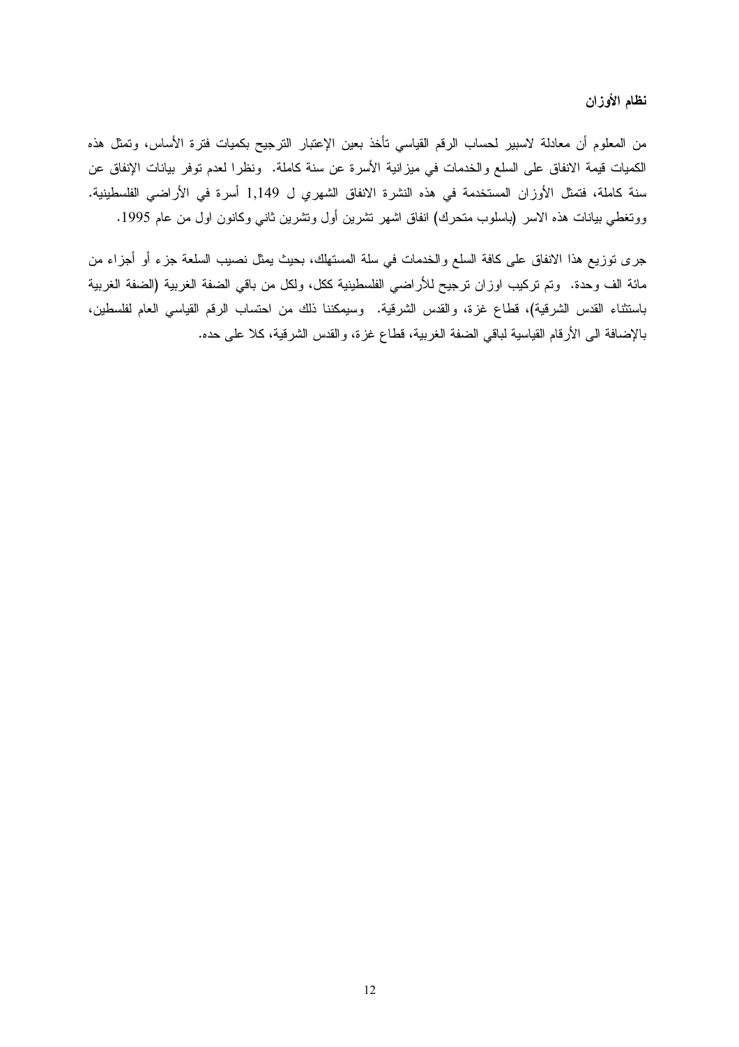### نظام الأوزان

من المعلوم أن معادلة لاسبير لحساب الرقم القياسي تأخذ بعين الإعتبار الترجيح بكميات فترة الأساس، وتمثل هذه الكميات قيمة الانفاق على السلع والخدمات في ميزانية الأسرة عن سنة كاملة. ونظرا لعدم توفر بيانات الإنفاق عن سنة كاملة، فتمثل الأوزان المستخدمة في هذه النشرة الانفاق الشهري ل 1,149 أسرة في الأراضي الفلسطينية. ووتغطي بيانات هذه الاسر (باسلوب متحرك) انفاق اشهر تشرين أول وتشرين ثاني وكانون اول من عام 1995.

جرى توزيع هذا الانفاق على كافة السلع والخدمات في سلة المستهلك، بحيث يمثل نصيب السلعة جزء أو أجزاء من مائة الف وحدة. وتم تركيب اوزان ترجيح للأراضي الفلسطينية ككل، ولكل من باقي الضفة الغربية (الضفة الغربية باستثناء القدس الشرقية)، قطاع غزة، والقدس الشرقية. وسيمكننا ذلك من احتساب الرقم القياسي العام لفلسطين، بالإضافة الى الأرقام القياسية لباقي الضفة الغربية، قطاع غزة، والقدس الشرقية، كلا على حده.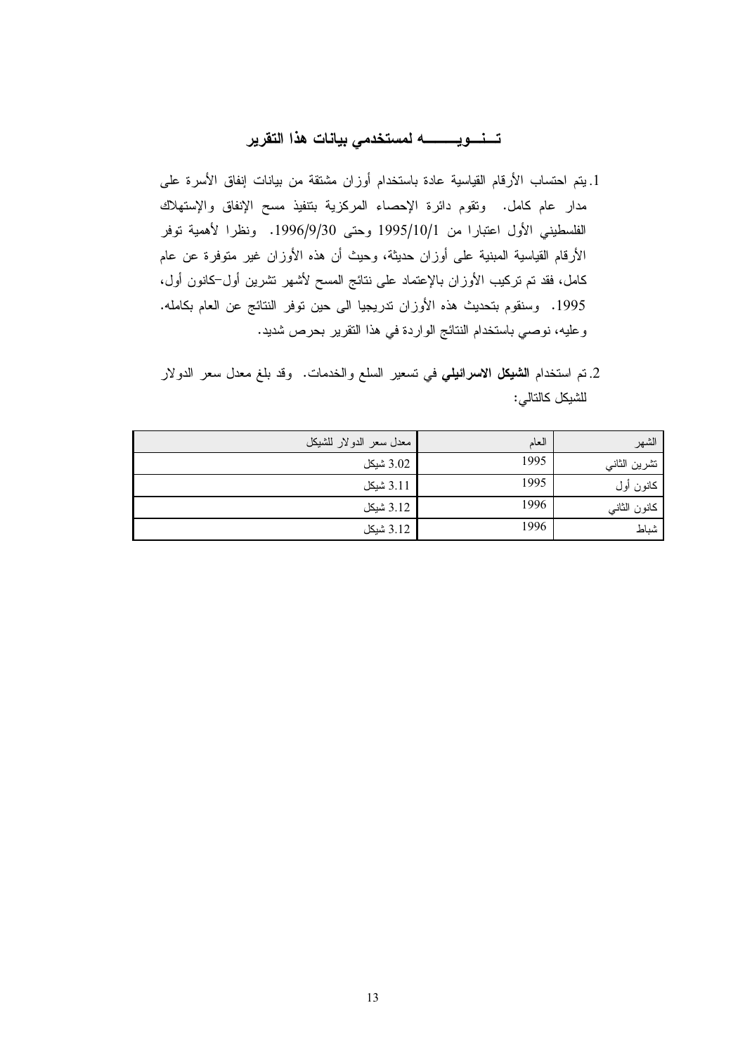## تـــنـــويــــــــه لمستخدمي بيانات هذا التقرير

1. يتم احتساب الأرقام القياسية عادة باستخدام أوزان مشتقة من بيانات إنفاق الأسرة على مدار عام كامل. وتقوم دائرة الإحصاء المركزية بتنفيذ مسح الإنفاق والإستهلاك الفلسطيني الأول اعتبارا من 1995/10/1 وحتى 1996/9/30. ونظرا لأهمية توفر الأرقام القياسية المبنية على أوزان حديثة، وحيث أن هذه الأوزان غير متوفرة عن عام كامل، فقد تم تركيب الأوزان بالإعتماد على نتائج المسح لأشهر تشرين أول-كانون أول، 1995. وسنقوم بتحديث هذه الأوزان تدريجيا الى حين توفر النتائج عن العام بكامله. وعليه، نوصي باستخدام النتائج الواردة في هذا التقرير بحرص شديد.

2. تم استخدام **الشيكل الاسرائيلي** في تسعير السلع والخدمات. وقد بلغ معدل سعر الدولار للشيكل كالتالي:

| الشهر | العام | معدل سعر الدولار للشيكل |
|---|---|---|
| تشرين الثاني | 1995 | 3.02 شيكل |
| كانون أول | 1995 | 3.11 شيكل |
| كانون الثاني | 1996 | 3.12 شيكل |
| شباط | 1996 | 3.12 شيكل |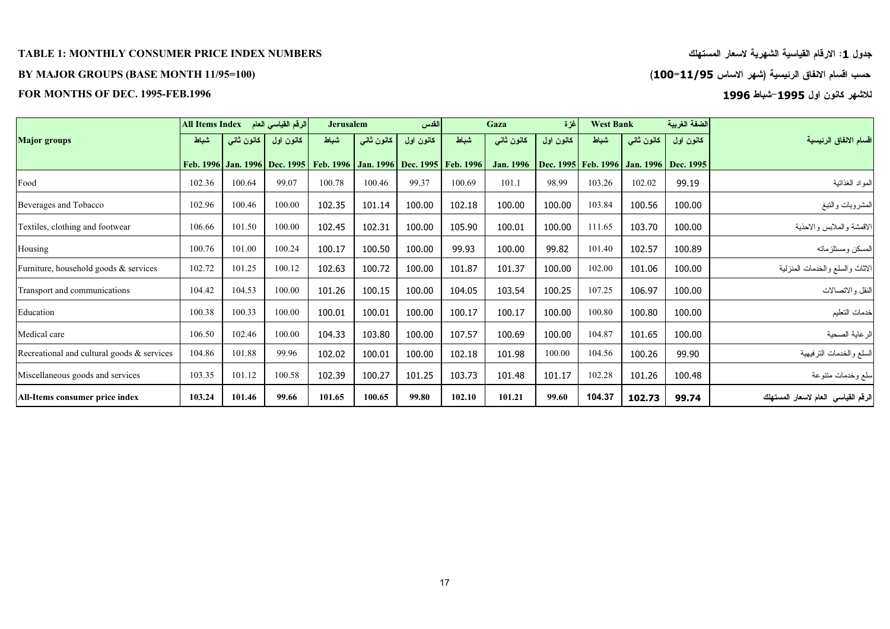**TABLE 1: MONTHLY CONSUMER PRICE INDEX NUMBERS**

**BY MAJOR GROUPS (BASE MONTH 11/95=100)**

**FOR MONTHS OF DEC. 1995-FEB.1996**

**جدول 1: الارقام القياسية الشهرية لاسعار المستهلك**

**حسب اقسام الانفاق الرئيسية (شهر الاساس 11/95=100)**

**للاشهر كانون اول 1995-شباط 1996**

| Major groups | All Items Index الرقم القياسي العام | | | Jerusalem القدس | | | Gaza غزة | | | West Bank الضفة الغربية | | | اقسام الانفاق الرئيسية |
|---|---|---|---|---|---|---|---|---|---|---|---|---|---|
| | شباط Feb. 1996 | كانون ثاني Jan. 1996 | كانون اول Dec. 1995 | شباط Feb. 1996 | كانون ثاني Jan. 1996 | كانون اول Dec. 1995 | شباط Feb. 1996 | كانون ثاني Jan. 1996 | كانون اول Dec. 1995 | شباط Feb. 1996 | كانون ثاني Jan. 1996 | كانون اول Dec. 1995 | |
| Food | 102.36 | 100.64 | 99.07 | 100.78 | 100.46 | 99.37 | 100.69 | 101.1 | 98.99 | 103.26 | 102.02 | 99.19 | المواد الغذائية |
| Beverages and Tobacco | 102.96 | 100.46 | 100.00 | 102.35 | 101.14 | 100.00 | 102.18 | 100.00 | 100.00 | 103.84 | 100.56 | 100.00 | المشروبات والتبغ |
| Textiles, clothing and footwear | 106.66 | 101.50 | 100.00 | 102.45 | 102.31 | 100.00 | 105.90 | 100.01 | 100.00 | 111.65 | 103.70 | 100.00 | الاقمشة والملابس والاحذية |
| Housing | 100.76 | 101.00 | 100.24 | 100.17 | 100.50 | 100.00 | 99.93 | 100.00 | 99.82 | 101.40 | 102.57 | 100.89 | المسكن ومستلزماته |
| Furniture, household goods & services | 102.72 | 101.25 | 100.12 | 102.63 | 100.72 | 100.00 | 101.87 | 101.37 | 100.00 | 102.00 | 101.06 | 100.00 | الاثاث والسلع والخدمات المنزلية |
| Transport and communications | 104.42 | 104.53 | 100.00 | 101.26 | 100.15 | 100.00 | 104.05 | 103.54 | 100.25 | 107.25 | 106.97 | 100.00 | النقل والاتصالات |
| Education | 100.38 | 100.33 | 100.00 | 100.01 | 100.01 | 100.00 | 100.17 | 100.17 | 100.00 | 100.80 | 100.80 | 100.00 | خدمات التعليم |
| Medical care | 106.50 | 102.46 | 100.00 | 104.33 | 103.80 | 100.00 | 107.57 | 100.69 | 100.00 | 104.87 | 101.65 | 100.00 | الرعاية الصحية |
| Recreational and cultural goods & services | 104.86 | 101.88 | 99.96 | 102.02 | 100.01 | 100.00 | 102.18 | 101.98 | 100.00 | 104.56 | 100.26 | 99.90 | السلع والخدمات الترفيهية |
| Miscellaneous goods and services | 103.35 | 101.12 | 100.58 | 102.39 | 100.27 | 101.25 | 103.73 | 101.48 | 101.17 | 102.28 | 101.26 | 100.48 | سلع وخدمات متنوعة |
| **All-Items consumer price index** | **103.24** | **101.46** | **99.66** | **101.65** | **100.65** | **99.80** | **102.10** | **101.21** | **99.60** | **104.37** | **102.73** | **99.74** | **الرقم القياسي العام لاسعار المستهلك** |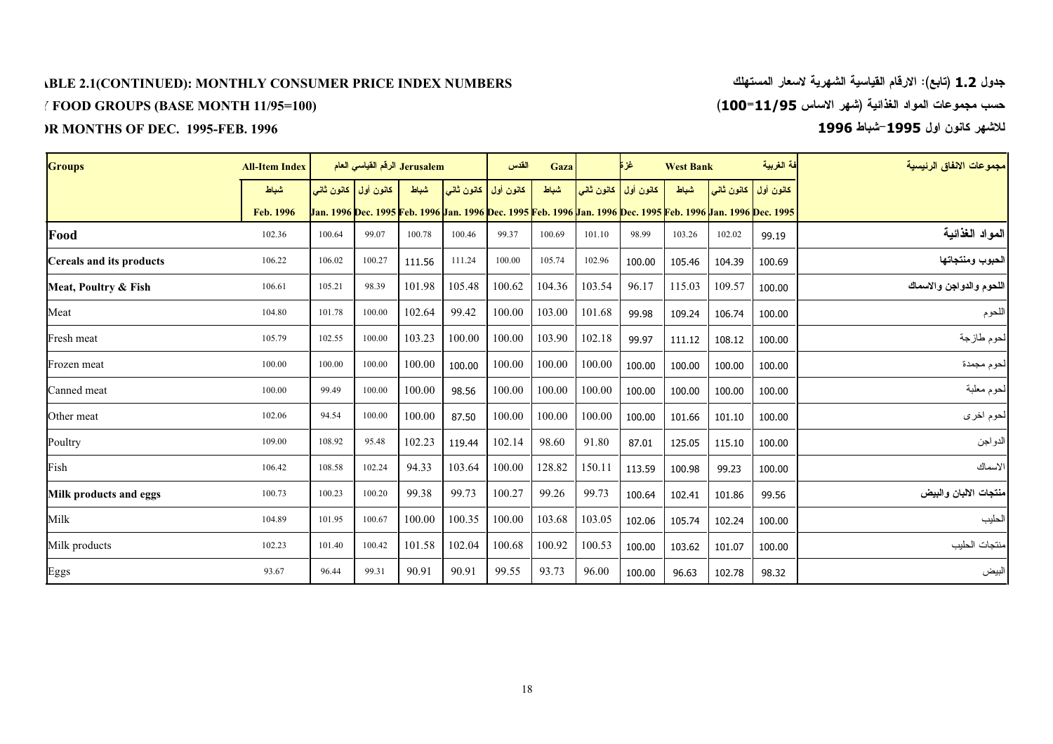**ABLE 2.1(CONTINUED): MONTHLY CONSUMER PRICE INDEX NUMBERS** — **جدول 1.2 (تابع): الارقام القياسية الشهرية لاسعار المستهلك**

**Y FOOD GROUPS (BASE MONTH 11/95=100)** — **حسب مجموعات المواد الغذائية (شهر الاساس 11/95=100)**

**OR MONTHS OF DEC. 1995-FEB. 1996** — **للاشهر كانون اول 1995-شباط 1996**

| Groups | All-Item Index الرقم القياسي العام | | | Jerusalem القدس | | | Gaza غزة | | | West Bank الضفة الغربية | | | مجموعات الانفاق الرئيسية |
|---|---|---|---|---|---|---|---|---|---|---|---|---|---|
| | شباط | كانون ثاني | كانون أول | شباط | كانون ثاني | كانون أول | شباط | كانون ثاني | كانون أول | شباط | كانون ثاني | كانون أول | |
| | Feb. 1996 | Jan. 1996 | Dec. 1995 | Feb. 1996 | Jan. 1996 | Dec. 1995 | Feb. 1996 | Jan. 1996 | Dec. 1995 | Feb. 1996 | Jan. 1996 | Dec. 1995 | |
| **Food** | 102.36 | 100.64 | 99.07 | 100.78 | 100.46 | 99.37 | 100.69 | 101.10 | 98.99 | 103.26 | 102.02 | 99.19 | **المواد الغذائية** |
| **Cereals and its products** | 106.22 | 106.02 | 100.27 | 111.56 | 111.24 | 100.00 | 105.74 | 102.96 | 100.00 | 105.46 | 104.39 | 100.69 | **الحبوب ومنتجاتها** |
| **Meat, Poultry & Fish** | 106.61 | 105.21 | 98.39 | 101.98 | 105.48 | 100.62 | 104.36 | 103.54 | 96.17 | 115.03 | 109.57 | 100.00 | **اللحوم والدواجن والاسماك** |
| Meat | 104.80 | 101.78 | 100.00 | 102.64 | 99.42 | 100.00 | 103.00 | 101.68 | 99.98 | 109.24 | 106.74 | 100.00 | اللحوم |
| Fresh meat | 105.79 | 102.55 | 100.00 | 103.23 | 100.00 | 100.00 | 103.90 | 102.18 | 99.97 | 111.12 | 108.12 | 100.00 | لحوم طازجة |
| Frozen meat | 100.00 | 100.00 | 100.00 | 100.00 | 100.00 | 100.00 | 100.00 | 100.00 | 100.00 | 100.00 | 100.00 | 100.00 | لحوم مجمدة |
| Canned meat | 100.00 | 99.49 | 100.00 | 100.00 | 98.56 | 100.00 | 100.00 | 100.00 | 100.00 | 100.00 | 100.00 | 100.00 | لحوم معلبة |
| Other meat | 102.06 | 94.54 | 100.00 | 100.00 | 87.50 | 100.00 | 100.00 | 100.00 | 100.00 | 101.66 | 101.10 | 100.00 | لحوم اخرى |
| Poultry | 109.00 | 108.92 | 95.48 | 102.23 | 119.44 | 102.14 | 98.60 | 91.80 | 87.01 | 125.05 | 115.10 | 100.00 | الدواجن |
| Fish | 106.42 | 108.58 | 102.24 | 94.33 | 103.64 | 100.00 | 128.82 | 150.11 | 113.59 | 100.98 | 99.23 | 100.00 | الاسماك |
| **Milk products and eggs** | 100.73 | 100.23 | 100.20 | 99.38 | 99.73 | 100.27 | 99.26 | 99.73 | 100.64 | 102.41 | 101.86 | 99.56 | **منتجات الالبان والبيض** |
| Milk | 104.89 | 101.95 | 100.67 | 100.00 | 100.35 | 100.00 | 103.68 | 103.05 | 102.06 | 105.74 | 102.24 | 100.00 | الحليب |
| Milk products | 102.23 | 101.40 | 100.42 | 101.58 | 102.04 | 100.68 | 100.92 | 100.53 | 100.00 | 103.62 | 101.07 | 100.00 | منتجات الحليب |
| Eggs | 93.67 | 96.44 | 99.31 | 90.91 | 90.91 | 99.55 | 93.73 | 96.00 | 100.00 | 96.63 | 102.78 | 98.32 | البيض |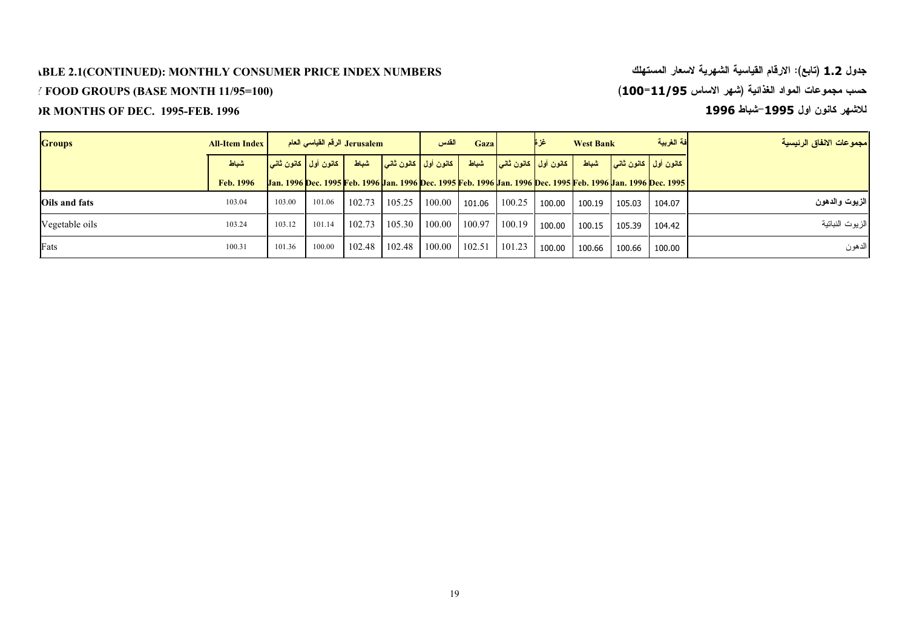**ABLE 2.1(CONTINUED): MONTHLY CONSUMER PRICE INDEX NUMBERS**

**Y FOOD GROUPS (BASE MONTH 11/95=100)**

**OR MONTHS OF DEC. 1995-FEB. 1996**

**جدول 1.2 (تابع): الارقام القياسية الشهرية لاسعار المستهلك**

**حسب مجموعات المواد الغذائية (شهر الاساس 11/95=100)**

**للاشهر كانون اول 1995-شباط 1996**

| Groups | All-Item Index الرقم القياسي العام | | | Jerusalem القدس | | | Gaza غزة | | | West Bank الضفة الغربية | | | مجموعات الانفاق الرئيسية |
|---|---|---|---|---|---|---|---|---|---|---|---|---|---|
| | شباط | كانون ثاني | كانون أول | شباط | كانون ثاني | كانون أول | شباط | كانون ثاني | كانون أول | شباط | كانون ثاني | كانون أول | |
| | Feb. 1996 | Jan. 1996 | Dec. 1995 | Feb. 1996 | Jan. 1996 | Dec. 1995 | Feb. 1996 | Jan. 1996 | Dec. 1995 | Feb. 1996 | Jan. 1996 | Dec. 1995 | |
| **Oils and fats** | 103.04 | 103.00 | 101.06 | 102.73 | 105.25 | 100.00 | 101.06 | 100.25 | 100.00 | 100.19 | 105.03 | 104.07 | **الزيوت والدهون** |
| Vegetable oils | 103.24 | 103.12 | 101.14 | 102.73 | 105.30 | 100.00 | 100.97 | 100.19 | 100.00 | 100.15 | 105.39 | 104.42 | الزيوت النباتية |
| Fats | 100.31 | 101.36 | 100.00 | 102.48 | 102.48 | 100.00 | 102.51 | 101.23 | 100.00 | 100.66 | 100.66 | 100.00 | الدهون |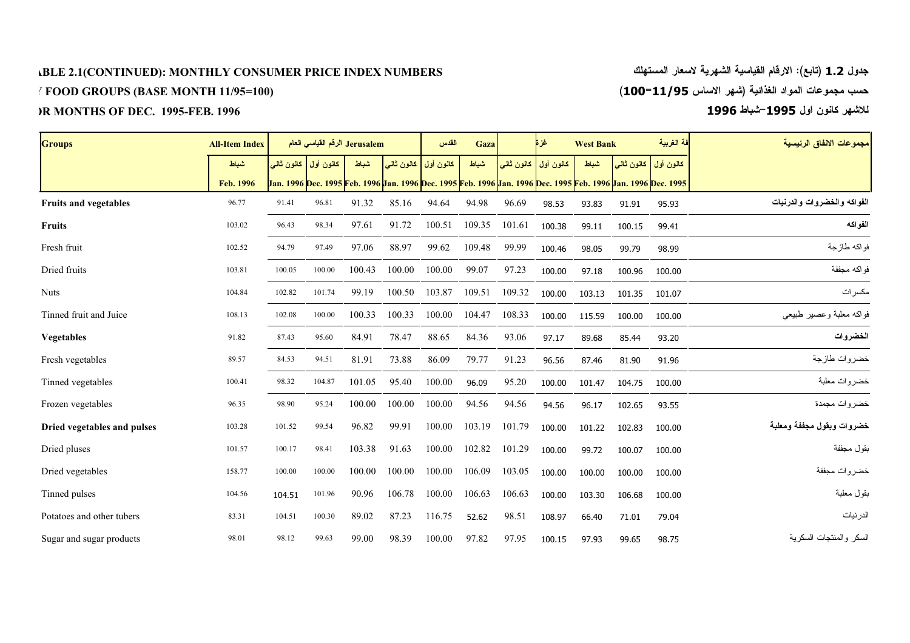**TABLE 2.1(CONTINUED): MONTHLY CONSUMER PRICE INDEX NUMBERS**

**BY FOOD GROUPS (BASE MONTH 11/95=100)**

**FOR MONTHS OF DEC. 1995-FEB. 1996**

**جدول 1.2 (تابع): الارقام القياسية الشهرية لاسعار المستهلك**

**حسب مجموعات المواد الغذائية (شهر الاساس 11/95=100)**

**للاشهر كانون اول 1995-شباط 1996**

| Groups | All-Item Index الرقم القياسي العام | | | Jerusalem القدس | | | Gaza غزة | | | West Bank الضفة الغربية | | | مجموعات الانفاق الرئيسية |
|---|---|---|---|---|---|---|---|---|---|---|---|---|---|
| | شباط | كانون ثاني | كانون أول | شباط | كانون ثاني | كانون أول | شباط | كانون ثاني | كانون أول | شباط | كانون ثاني | كانون أول | |
| | Feb. 1996 | Jan. 1996 | Dec. 1995 | Feb. 1996 | Jan. 1996 | Dec. 1995 | Feb. 1996 | Jan. 1996 | Dec. 1995 | Feb. 1996 | Jan. 1996 | Dec. 1995 | |
| **Fruits and vegetables** | 96.77 | 91.41 | 96.81 | 91.32 | 85.16 | 94.64 | 94.98 | 96.69 | 98.53 | 93.83 | 91.91 | 95.93 | **الفواكه والخضروات والدرنيات** |
| **Fruits** | 103.02 | 96.43 | 98.34 | 97.61 | 91.72 | 100.51 | 109.35 | 101.61 | 100.38 | 99.11 | 100.15 | 99.41 | **الفواكه** |
| Fresh fruit | 102.52 | 94.79 | 97.49 | 97.06 | 88.97 | 99.62 | 109.48 | 99.99 | 100.46 | 98.05 | 99.79 | 98.99 | فواكه طازجة |
| Dried fruits | 103.81 | 100.05 | 100.00 | 100.43 | 100.00 | 100.00 | 99.07 | 97.23 | 100.00 | 97.18 | 100.96 | 100.00 | فواكه مجففة |
| Nuts | 104.84 | 102.82 | 101.74 | 99.19 | 100.50 | 103.87 | 109.51 | 109.32 | 100.00 | 103.13 | 101.35 | 101.07 | مكسرات |
| Tinned fruit and Juice | 108.13 | 102.08 | 100.00 | 100.33 | 100.33 | 100.00 | 104.47 | 108.33 | 100.00 | 115.59 | 100.00 | 100.00 | فواكه معلبة وعصير طبيعي |
| **Vegetables** | 91.82 | 87.43 | 95.60 | 84.91 | 78.47 | 88.65 | 84.36 | 93.06 | 97.17 | 89.68 | 85.44 | 93.20 | **الخضروات** |
| Fresh vegetables | 89.57 | 84.53 | 94.51 | 81.91 | 73.88 | 86.09 | 79.77 | 91.23 | 96.56 | 87.46 | 81.90 | 91.96 | خضروات طازجة |
| Tinned vegetables | 100.41 | 98.32 | 104.87 | 101.05 | 95.40 | 100.00 | 96.09 | 95.20 | 100.00 | 101.47 | 104.75 | 100.00 | خضروات معلبة |
| Frozen vegetables | 96.35 | 98.90 | 95.24 | 100.00 | 100.00 | 100.00 | 94.56 | 94.56 | 94.56 | 96.17 | 102.65 | 93.55 | خضروات مجمدة |
| **Dried vegetables and pulses** | 103.28 | 101.52 | 99.54 | 96.82 | 99.91 | 100.00 | 103.19 | 101.79 | 100.00 | 101.22 | 102.83 | 100.00 | **خضروات وبقول مجففة ومعلبة** |
| Dried pluses | 101.57 | 100.17 | 98.41 | 103.38 | 91.63 | 100.00 | 102.82 | 101.29 | 100.00 | 99.72 | 100.07 | 100.00 | بقول مجففة |
| Dried vegetables | 158.77 | 100.00 | 100.00 | 100.00 | 100.00 | 100.00 | 106.09 | 103.05 | 100.00 | 100.00 | 100.00 | 100.00 | خضروات مجففة |
| Tinned pulses | 104.56 | 104.51 | 101.96 | 90.96 | 106.78 | 100.00 | 106.63 | 106.63 | 100.00 | 103.30 | 106.68 | 100.00 | بقول معلبة |
| Potatoes and other tubers | 83.31 | 104.51 | 100.30 | 89.02 | 87.23 | 116.75 | 52.62 | 98.51 | 108.97 | 66.40 | 71.01 | 79.04 | الدرنيات |
| Sugar and sugar products | 98.01 | 98.12 | 99.63 | 99.00 | 98.39 | 100.00 | 97.82 | 97.95 | 100.15 | 97.93 | 99.65 | 98.75 | السكر والمنتجات السكرية |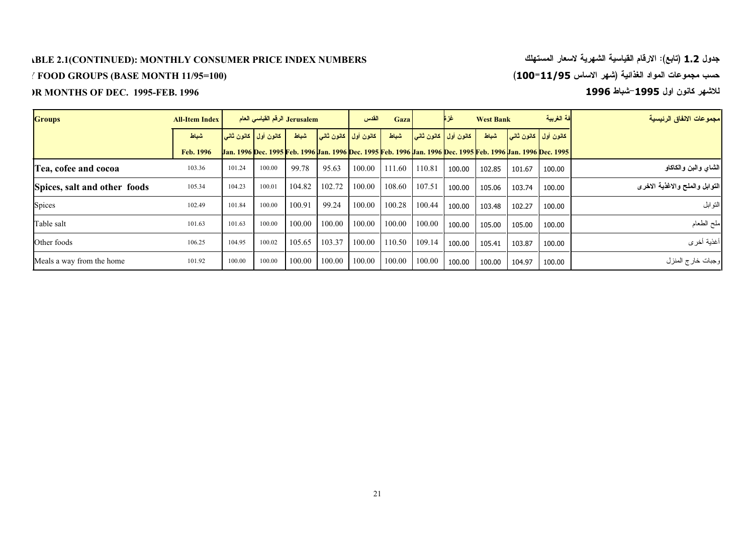**ABLE 2.1(CONTINUED): MONTHLY CONSUMER PRICE INDEX NUMBERS** — **جدول 1.2 (تابع): الارقام القياسية الشهرية لاسعار المستهلك**

**FOOD GROUPS (BASE MONTH 11/95=100)** — **حسب مجموعات المواد الغذائية (شهر الاساس 11/95=100)**

**OR MONTHS OF DEC. 1995-FEB. 1996** — **للاشهر كانون اول 1995-شباط 1996**

| Groups | All-Item Index الرقم القياسي العام | | | Jerusalem القدس | | | Gaza غزة | | | West Bank الضفة الغربية | | | مجموعات الانفاق الرئيسية |
|---|---|---|---|---|---|---|---|---|---|---|---|---|---|
| | شباط | كانون ثاني | كانون أول | شباط | كانون ثاني | كانون أول | شباط | كانون ثاني | كانون أول | شباط | كانون ثاني | كانون أول | |
| | Feb. 1996 | Jan. 1996 | Dec. 1995 | Feb. 1996 | Jan. 1996 | Dec. 1995 | Feb. 1996 | Jan. 1996 | Dec. 1995 | Feb. 1996 | Jan. 1996 | Dec. 1995 | |
| **Tea, cofee and cocoa** | 103.36 | 101.24 | 100.00 | 99.78 | 95.63 | 100.00 | 111.60 | 110.81 | 100.00 | 102.85 | 101.67 | 100.00 | **الشاي والبن والكاكاو** |
| **Spices, salt and other foods** | 105.34 | 104.23 | 100.01 | 104.82 | 102.72 | 100.00 | 108.60 | 107.51 | 100.00 | 105.06 | 103.74 | 100.00 | **التوابل والملح والاغذية الاخرى** |
| Spices | 102.49 | 101.84 | 100.00 | 100.91 | 99.24 | 100.00 | 100.28 | 100.44 | 100.00 | 103.48 | 102.27 | 100.00 | التوابل |
| Table salt | 101.63 | 101.63 | 100.00 | 100.00 | 100.00 | 100.00 | 100.00 | 100.00 | 100.00 | 105.00 | 105.00 | 100.00 | ملح الطعام |
| Other foods | 106.25 | 104.95 | 100.02 | 105.65 | 103.37 | 100.00 | 110.50 | 109.14 | 100.00 | 105.41 | 103.87 | 100.00 | أغذية أخرى |
| Meals a way from the home | 101.92 | 100.00 | 100.00 | 100.00 | 100.00 | 100.00 | 100.00 | 100.00 | 100.00 | 100.00 | 104.97 | 100.00 | وجبات خارج المنزل |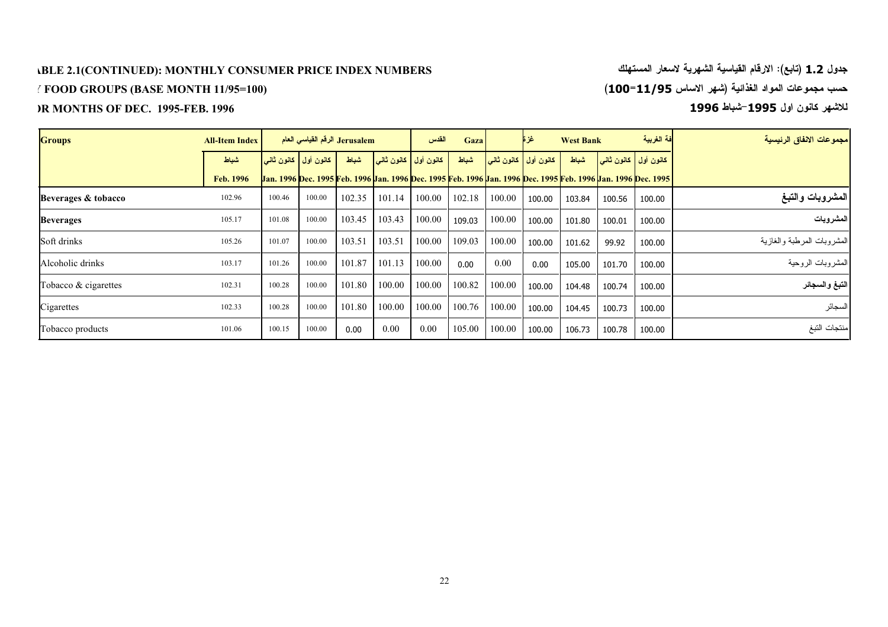**ABLE 2.1(CONTINUED): MONTHLY CONSUMER PRICE INDEX NUMBERS** — **جدول 1.2 (تابع): الارقام القياسية الشهرية لاسعار المستهلك**

**FOOD GROUPS (BASE MONTH 11/95=100)** — **حسب مجموعات المواد الغذائية (شهر الاساس 11/95=100)**

**OR MONTHS OF DEC. 1995-FEB. 1996** — **للاشهر كانون اول 1995-شباط 1996**

| Groups | All-Item Index الرقم القياسي العام | | | Jerusalem القدس | | | Gaza غزة | | | West Bank الضفة الغربية | | | مجموعات الانفاق الرئيسية |
|---|---|---|---|---|---|---|---|---|---|---|---|---|---|
| | شباط Feb. 1996 | كانون ثاني Jan. 1996 | كانون أول Dec. 1995 | شباط Feb. 1996 | كانون ثاني Jan. 1996 | كانون أول Dec. 1995 | شباط Feb. 1996 | كانون ثاني Jan. 1996 | كانون أول Dec. 1995 | شباط Feb. 1996 | كانون ثاني Jan. 1996 | كانون أول Dec. 1995 | |
| **Beverages & tobacco** | 102.96 | 100.46 | 100.00 | 102.35 | 101.14 | 100.00 | 102.18 | 100.00 | 100.00 | 103.84 | 100.56 | 100.00 | **المشروبات والتبغ** |
| **Beverages** | 105.17 | 101.08 | 100.00 | 103.45 | 103.43 | 100.00 | 109.03 | 100.00 | 100.00 | 101.80 | 100.01 | 100.00 | **المشروبات** |
| Soft drinks | 105.26 | 101.07 | 100.00 | 103.51 | 103.51 | 100.00 | 109.03 | 100.00 | 100.00 | 101.62 | 99.92 | 100.00 | المشروبات المرطبة والغازية |
| Alcoholic drinks | 103.17 | 101.26 | 100.00 | 101.87 | 101.13 | 100.00 | 0.00 | 0.00 | 0.00 | 105.00 | 101.70 | 100.00 | المشروبات الروحية |
| Tobacco & cigarettes | 102.31 | 100.28 | 100.00 | 101.80 | 100.00 | 100.00 | 100.82 | 100.00 | 100.00 | 104.48 | 100.74 | 100.00 | التبغ والسجائر |
| Cigarettes | 102.33 | 100.28 | 100.00 | 101.80 | 100.00 | 100.00 | 100.76 | 100.00 | 100.00 | 104.45 | 100.73 | 100.00 | السجائر |
| Tobacco products | 101.06 | 100.15 | 100.00 | 0.00 | 0.00 | 0.00 | 105.00 | 100.00 | 100.00 | 106.73 | 100.78 | 100.00 | منتجات التبغ |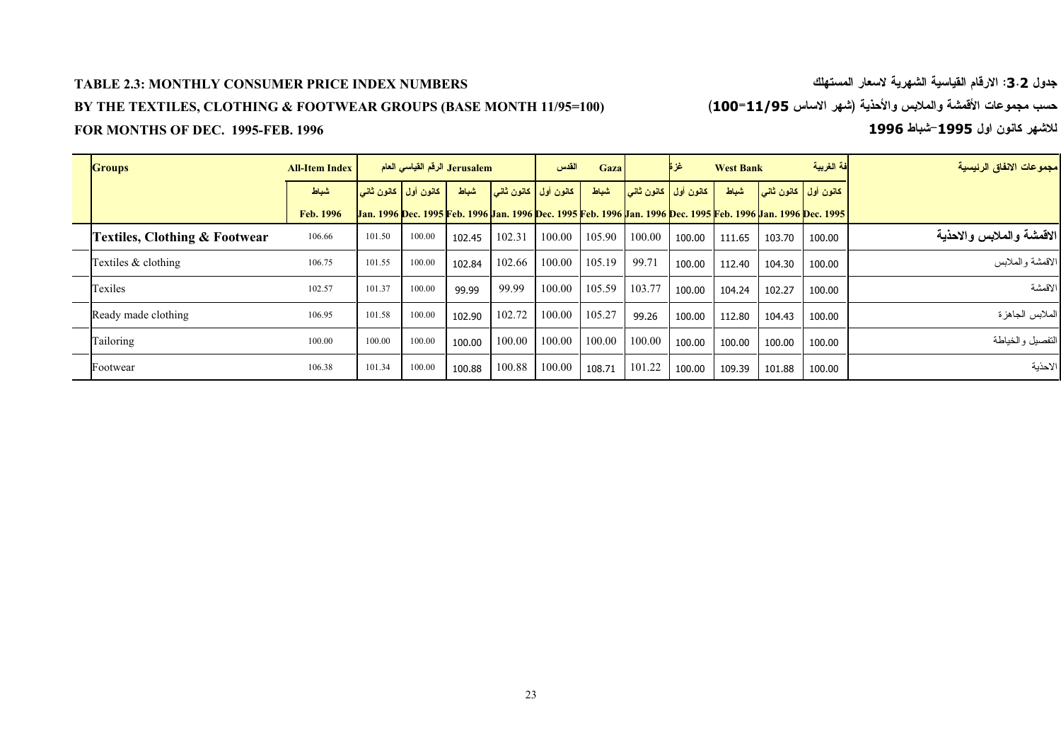**TABLE 2.3: MONTHLY CONSUMER PRICE INDEX NUMBERS**

**BY THE TEXTILES, CLOTHING & FOOTWEAR GROUPS (BASE MONTH 11/95=100)**

**FOR MONTHS OF DEC. 1995-FEB. 1996**

**جدول 3.2: الارقام القياسية الشهرية لاسعار المستهلك**

**حسب مجموعات الأقمشة والملابس والأحذية (شهر الاساس 11/95=100)**

**للاشهر كانون اول 1995-شباط 1996**

| Groups | All-Item Index الرقم القياسي العام | | | Jerusalem القدس | | | Gaza غزة | | | West Bank الضفة الغربية | | | مجموعات الانفاق الرئيسية |
|---|---|---|---|---|---|---|---|---|---|---|---|---|---|
| | شباط Feb. 1996 | كانون ثاني Jan. 1996 | كانون أول Dec. 1995 | شباط Feb. 1996 | كانون ثاني Jan. 1996 | كانون أول Dec. 1995 | شباط Feb. 1996 | كانون ثاني Jan. 1996 | كانون أول Dec. 1995 | شباط Feb. 1996 | كانون ثاني Jan. 1996 | كانون أول Dec. 1995 | |
| **Textiles, Clothing & Footwear** | 106.66 | 101.50 | 100.00 | 102.45 | 102.31 | 100.00 | 105.90 | 100.00 | 100.00 | 111.65 | 103.70 | 100.00 | **الاقمشة والملابس والاحذية** |
| Textiles & clothing | 106.75 | 101.55 | 100.00 | 102.84 | 102.66 | 100.00 | 105.19 | 99.71 | 100.00 | 112.40 | 104.30 | 100.00 | الاقمشة والملابس |
| Texiles | 102.57 | 101.37 | 100.00 | 99.99 | 99.99 | 100.00 | 105.59 | 103.77 | 100.00 | 104.24 | 102.27 | 100.00 | الاقمشة |
| Ready made clothing | 106.95 | 101.58 | 100.00 | 102.90 | 102.72 | 100.00 | 105.27 | 99.26 | 100.00 | 112.80 | 104.43 | 100.00 | الملابس الجاهزة |
| Tailoring | 100.00 | 100.00 | 100.00 | 100.00 | 100.00 | 100.00 | 100.00 | 100.00 | 100.00 | 100.00 | 100.00 | 100.00 | التفصيل والخياطة |
| Footwear | 106.38 | 101.34 | 100.00 | 100.88 | 100.88 | 100.00 | 108.71 | 101.22 | 100.00 | 109.39 | 101.88 | 100.00 | الاحذية |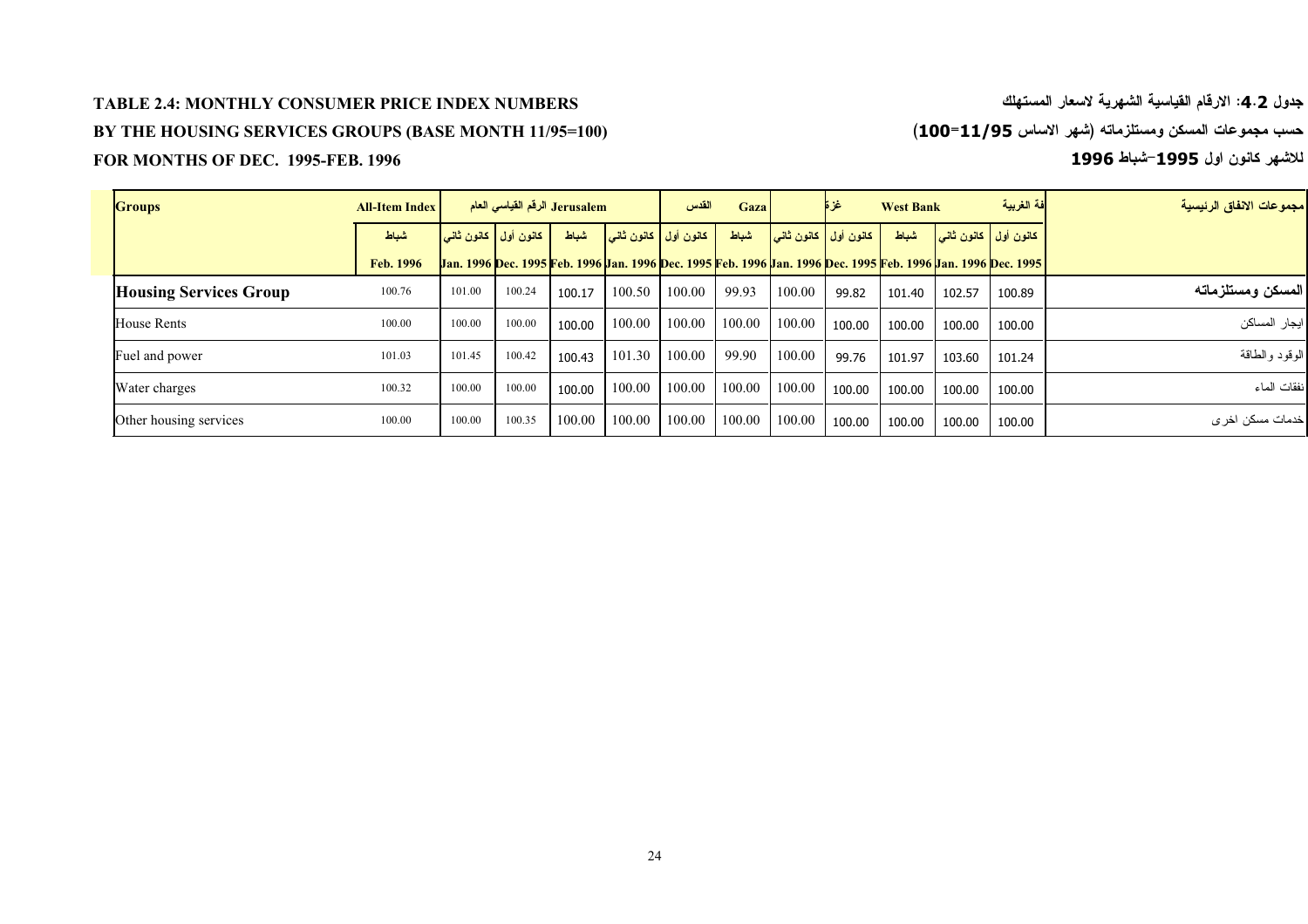**TABLE 2.4: MONTHLY CONSUMER PRICE INDEX NUMBERS**

**BY THE HOUSING SERVICES GROUPS (BASE MONTH 11/95=100)**

**FOR MONTHS OF DEC. 1995-FEB. 1996**

**جدول 4.2: الارقام القياسية الشهرية لاسعار المستهلك**

**حسب مجموعات المسكن ومستلزماته (شهر الاساس 11/95=100)**

**للاشهر كانون اول 1995-شباط 1996**

| Groups | All-Item Index الرقم القياسي العام | | | Jerusalem القدس | | | Gaza غزة | | | West Bank الضفة الغربية | | | مجموعات الانفاق الرئيسية |
|---|---|---|---|---|---|---|---|---|---|---|---|---|---|
| | شباط | كانون ثاني | كانون أول | شباط | كانون ثاني | كانون أول | شباط | كانون ثاني | كانون أول | شباط | كانون ثاني | كانون أول | |
| | Feb. 1996 | Jan. 1996 | Dec. 1995 | Feb. 1996 | Jan. 1996 | Dec. 1995 | Feb. 1996 | Jan. 1996 | Dec. 1995 | Feb. 1996 | Jan. 1996 | Dec. 1995 | |
| **Housing Services Group** | 100.76 | 101.00 | 100.24 | 100.17 | 100.50 | 100.00 | 99.93 | 100.00 | 99.82 | 101.40 | 102.57 | 100.89 | **المسكن ومستلزماته** |
| House Rents | 100.00 | 100.00 | 100.00 | 100.00 | 100.00 | 100.00 | 100.00 | 100.00 | 100.00 | 100.00 | 100.00 | 100.00 | ايجار المساكن |
| Fuel and power | 101.03 | 101.45 | 100.42 | 100.43 | 101.30 | 100.00 | 99.90 | 100.00 | 99.76 | 101.97 | 103.60 | 101.24 | الوقود والطاقة |
| Water charges | 100.32 | 100.00 | 100.00 | 100.00 | 100.00 | 100.00 | 100.00 | 100.00 | 100.00 | 100.00 | 100.00 | 100.00 | نفقات الماء |
| Other housing services | 100.00 | 100.00 | 100.35 | 100.00 | 100.00 | 100.00 | 100.00 | 100.00 | 100.00 | 100.00 | 100.00 | 100.00 | خدمات مسكن اخرى |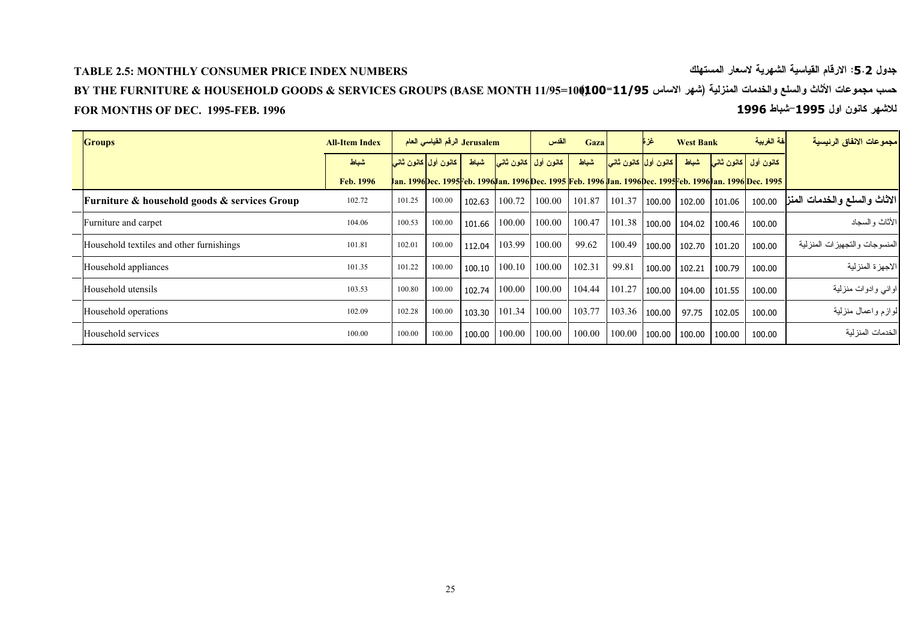**TABLE 2.5: MONTHLY CONSUMER PRICE INDEX NUMBERS**

**جدول 5.2: الارقام القياسية الشهرية لاسعار المستهلك**

**BY THE FURNITURE & HOUSEHOLD GOODS & SERVICES GROUPS (BASE MONTH 11/95=100)**

**حسب مجموعات الأثاث والسلع والخدمات المنزلية (شهر الاساس 11/95=100)**

**FOR MONTHS OF DEC. 1995-FEB. 1996**

**للاشهر كانون اول 1995-شباط 1996**

| Groups | All-Item Index الرقم القياسي العام | | | Jerusalem القدس | | | Gaza غزة | | | West Bank الضفة الغربية | | | مجموعات الانفاق الرئيسية |
|---|---|---|---|---|---|---|---|---|---|---|---|---|---|
| | شباط Feb. 1996 | كانون ثاني Jan. 1996 | كانون أول Dec. 1995 | شباط Feb. 1996 | كانون ثاني Jan. 1996 | كانون أول Dec. 1995 | شباط Feb. 1996 | كانون ثاني Jan. 1996 | كانون أول Dec. 1995 | شباط Feb. 1996 | كانون ثاني Jan. 1996 | كانون أول Dec. 1995 | |
| **Furniture & household goods & services Group** | 102.72 | 101.25 | 100.00 | 102.63 | 100.72 | 100.00 | 101.87 | 101.37 | 100.00 | 102.00 | 101.06 | 100.00 | **الاثاث والسلع والخدمات المنزلية** |
| Furniture and carpet | 104.06 | 100.53 | 100.00 | 101.66 | 100.00 | 100.00 | 100.47 | 101.38 | 100.00 | 104.02 | 100.46 | 100.00 | الأثاث والسجاد |
| Household textiles and other furnishings | 101.81 | 102.01 | 100.00 | 112.04 | 103.99 | 100.00 | 99.62 | 100.49 | 100.00 | 102.70 | 101.20 | 100.00 | المنسوجات والتجهيزات المنزلية |
| Household appliances | 101.35 | 101.22 | 100.00 | 100.10 | 100.10 | 100.00 | 102.31 | 99.81 | 100.00 | 102.21 | 100.79 | 100.00 | الاجهزة المنزلية |
| Household utensils | 103.53 | 100.80 | 100.00 | 102.74 | 100.00 | 100.00 | 104.44 | 101.27 | 100.00 | 104.00 | 101.55 | 100.00 | اواني وادوات منزلية |
| Household operations | 102.09 | 102.28 | 100.00 | 103.30 | 101.34 | 100.00 | 103.77 | 103.36 | 100.00 | 97.75 | 102.05 | 100.00 | لوازم واعمال منزلية |
| Household services | 100.00 | 100.00 | 100.00 | 100.00 | 100.00 | 100.00 | 100.00 | 100.00 | 100.00 | 100.00 | 100.00 | 100.00 | الخدمات المنزلية |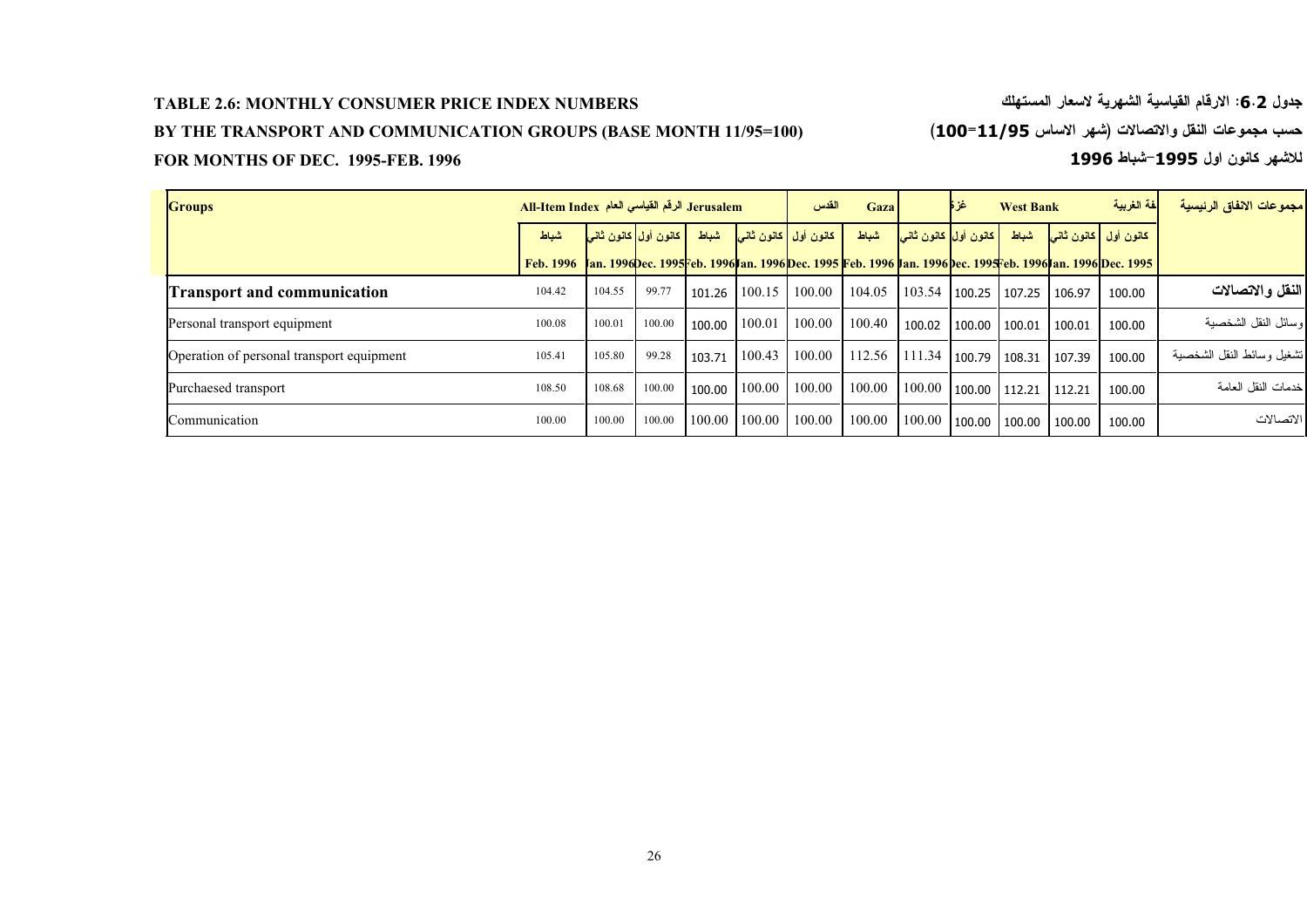**TABLE 2.6: MONTHLY CONSUMER PRICE INDEX NUMBERS**

**BY THE TRANSPORT AND COMMUNICATION GROUPS (BASE MONTH 11/95=100)**

**FOR MONTHS OF DEC. 1995-FEB. 1996**

**جدول 2.6: الارقام القياسية الشهرية لاسعار المستهلك**

**حسب مجموعات النقل والاتصالات (شهر الاساس 11/95=100)**

**للاشهر كانون اول 1995-شباط 1996**

| Groups | All-Item Index الرقم القياسي العام | | | Jerusalem القدس | | | Gaza غزة | | | West Bank الضفة الغربية | | | مجموعات الانفاق الرئيسية |
|---|---|---|---|---|---|---|---|---|---|---|---|---|---|
| | شباط Feb. 1996 | كانون ثاني Jan. 1996 | كانون أول Dec. 1995 | شباط Feb. 1996 | كانون ثاني Jan. 1996 | كانون أول Dec. 1995 | شباط Feb. 1996 | كانون ثاني Jan. 1996 | كانون أول Dec. 1995 | شباط Feb. 1996 | كانون ثاني Jan. 1996 | كانون أول Dec. 1995 | |
| **Transport and communication** | 104.42 | 104.55 | 99.77 | 101.26 | 100.15 | 100.00 | 104.05 | 103.54 | 100.25 | 107.25 | 106.97 | 100.00 | **النقل والاتصالات** |
| Personal transport equipment | 100.08 | 100.01 | 100.00 | 100.00 | 100.01 | 100.00 | 100.40 | 100.02 | 100.00 | 100.01 | 100.01 | 100.00 | وسائل النقل الشخصية |
| Operation of personal transport equipment | 105.41 | 105.80 | 99.28 | 103.71 | 100.43 | 100.00 | 112.56 | 111.34 | 100.79 | 108.31 | 107.39 | 100.00 | تشغيل وسائط النقل الشخصية |
| Purchaesed transport | 108.50 | 108.68 | 100.00 | 100.00 | 100.00 | 100.00 | 100.00 | 100.00 | 100.00 | 112.21 | 112.21 | 100.00 | خدمات النقل العامة |
| Communication | 100.00 | 100.00 | 100.00 | 100.00 | 100.00 | 100.00 | 100.00 | 100.00 | 100.00 | 100.00 | 100.00 | 100.00 | الاتصالات |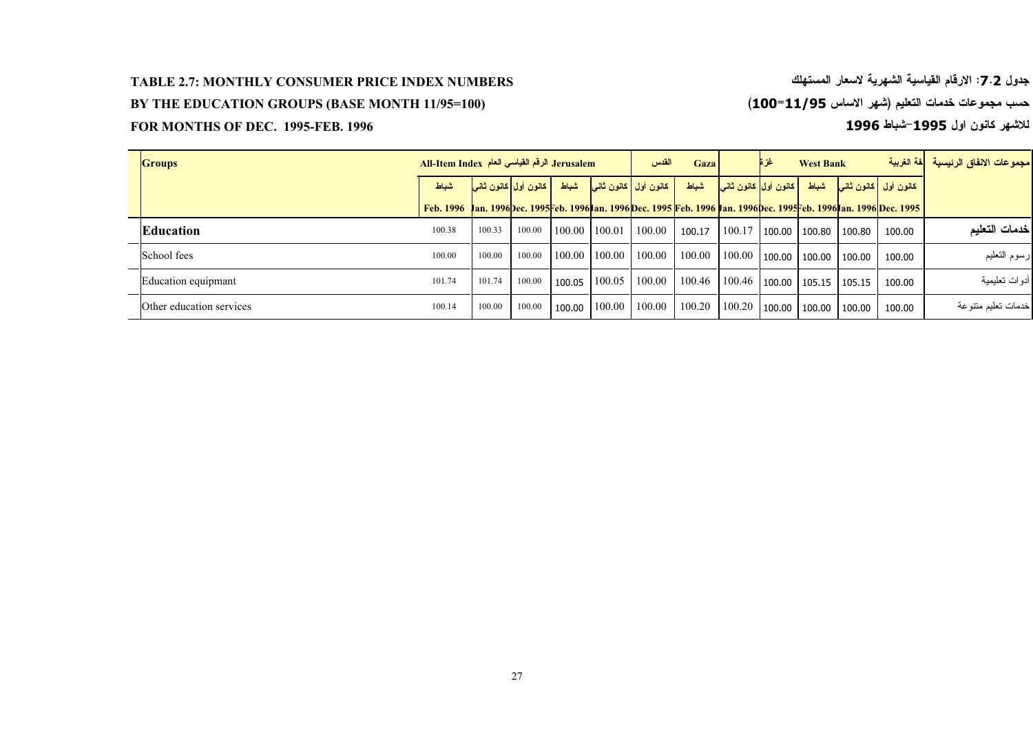**TABLE 2.7: MONTHLY CONSUMER PRICE INDEX NUMBERS**

**BY THE EDUCATION GROUPS (BASE MONTH 11/95=100)**

**FOR MONTHS OF DEC. 1995-FEB. 1996**

**جدول 2.7: الارقام القياسية الشهرية لاسعار المستهلك**

**حسب مجموعات خدمات التعليم (شهر الاساس 11/95=100)**

**للاشهر كانون اول 1995-شباط 1996**

| Groups | All-Item Index الرقم القياسي العام | | | Jerusalem القدس | | | Gaza غزة | | | West Bank الضفة الغربية | | | مجموعات الانفاق الرئيسية |
|---|---|---|---|---|---|---|---|---|---|---|---|---|---|
| | شباط | كانون ثاني | كانون أول | شباط | كانون ثاني | كانون أول | شباط | كانون ثاني | كانون أول | شباط | كانون ثاني | كانون أول | |
| | Feb. 1996 | Jan. 1996 | Dec. 1995 | Feb. 1996 | Jan. 1996 | Dec. 1995 | Feb. 1996 | Jan. 1996 | Dec. 1995 | Feb. 1996 | Jan. 1996 | Dec. 1995 | |
| **Education** | 100.38 | 100.33 | 100.00 | 100.00 | 100.01 | 100.00 | 100.17 | 100.17 | 100.00 | 100.80 | 100.80 | 100.00 | **خدمات التعليم** |
| School fees | 100.00 | 100.00 | 100.00 | 100.00 | 100.00 | 100.00 | 100.00 | 100.00 | 100.00 | 100.00 | 100.00 | 100.00 | رسوم التعليم |
| Education equipmant | 101.74 | 101.74 | 100.00 | 100.05 | 100.05 | 100.00 | 100.46 | 100.46 | 100.00 | 105.15 | 105.15 | 100.00 | أدوات تعليمية |
| Other education services | 100.14 | 100.00 | 100.00 | 100.00 | 100.00 | 100.00 | 100.20 | 100.20 | 100.00 | 100.00 | 100.00 | 100.00 | خدمات تعليم متنوعة |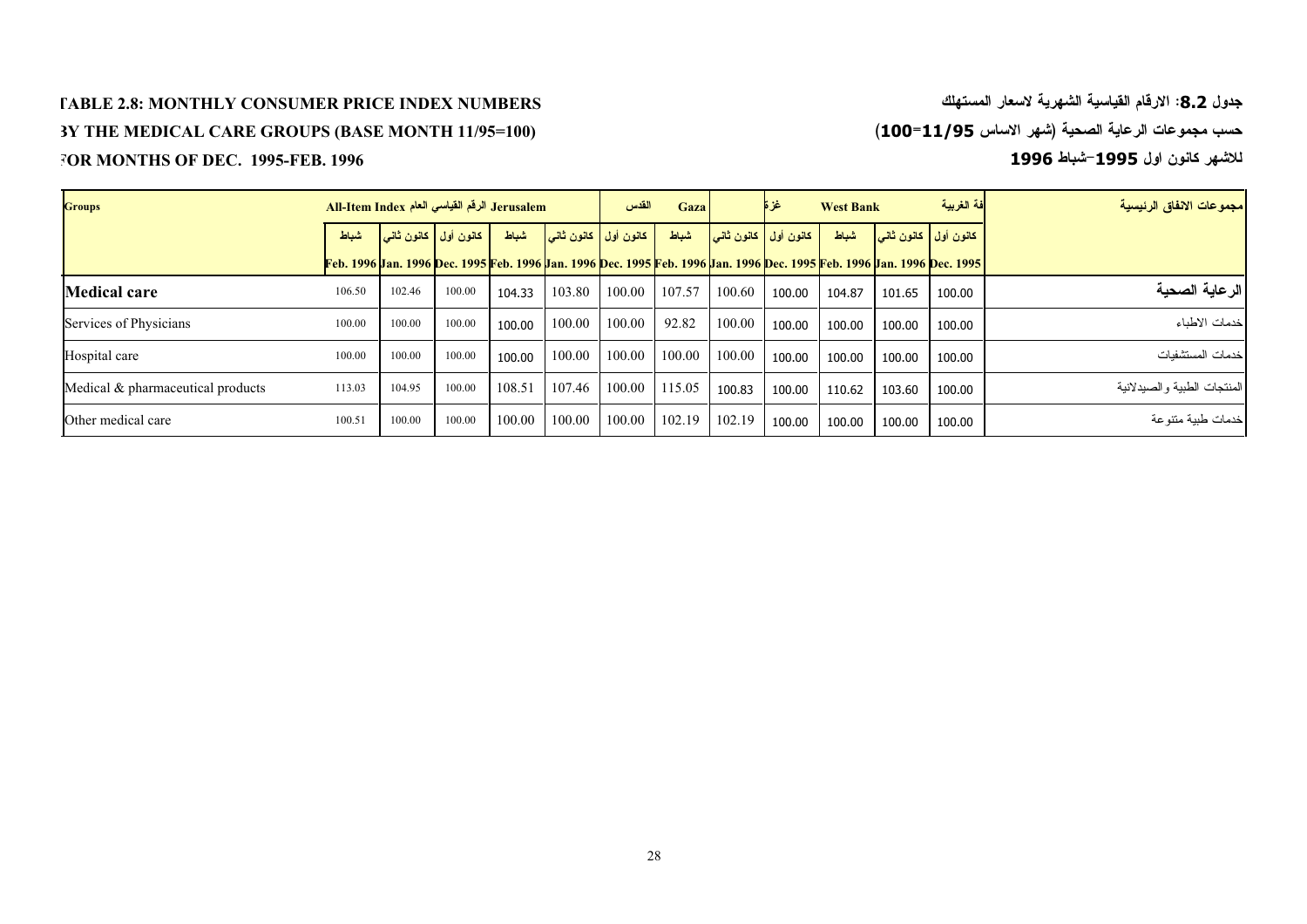**TABLE 2.8: MONTHLY CONSUMER PRICE INDEX NUMBERS**

**BY THE MEDICAL CARE GROUPS (BASE MONTH 11/95=100)**

**FOR MONTHS OF DEC. 1995-FEB. 1996**

**جدول 8.2: الارقام القياسية الشهرية لاسعار المستهلك**

**حسب مجموعات الرعاية الصحية (شهر الاساس 11/95=100)**

**للاشهر كانون اول 1995-شباط 1996**

| Groups | All-Item Index الرقم القياسي العام | | | Jerusalem القدس | | | Gaza غزة | | | West Bank الضفة الغربية | | | مجموعات الانفاق الرئيسية |
|---|---|---|---|---|---|---|---|---|---|---|---|---|---|
| | شباط | كانون ثاني | كانون أول | شباط | كانون ثاني | كانون أول | شباط | كانون ثاني | كانون أول | شباط | كانون ثاني | كانون أول | |
| | Feb. 1996 | Jan. 1996 | Dec. 1995 | Feb. 1996 | Jan. 1996 | Dec. 1995 | Feb. 1996 | Jan. 1996 | Dec. 1995 | Feb. 1996 | Jan. 1996 | Dec. 1995 | |
| **Medical care** | 106.50 | 102.46 | 100.00 | 104.33 | 103.80 | 100.00 | 107.57 | 100.60 | 100.00 | 104.87 | 101.65 | 100.00 | **الرعاية الصحية** |
| Services of Physicians | 100.00 | 100.00 | 100.00 | 100.00 | 100.00 | 100.00 | 92.82 | 100.00 | 100.00 | 100.00 | 100.00 | 100.00 | خدمات الاطباء |
| Hospital care | 100.00 | 100.00 | 100.00 | 100.00 | 100.00 | 100.00 | 100.00 | 100.00 | 100.00 | 100.00 | 100.00 | 100.00 | خدمات المستشفيات |
| Medical & pharmaceutical products | 113.03 | 104.95 | 100.00 | 108.51 | 107.46 | 100.00 | 115.05 | 100.83 | 100.00 | 110.62 | 103.60 | 100.00 | المنتجات الطبية والصيدلانية |
| Other medical care | 100.51 | 100.00 | 100.00 | 100.00 | 100.00 | 100.00 | 102.19 | 102.19 | 100.00 | 100.00 | 100.00 | 100.00 | خدمات طبية متنوعة |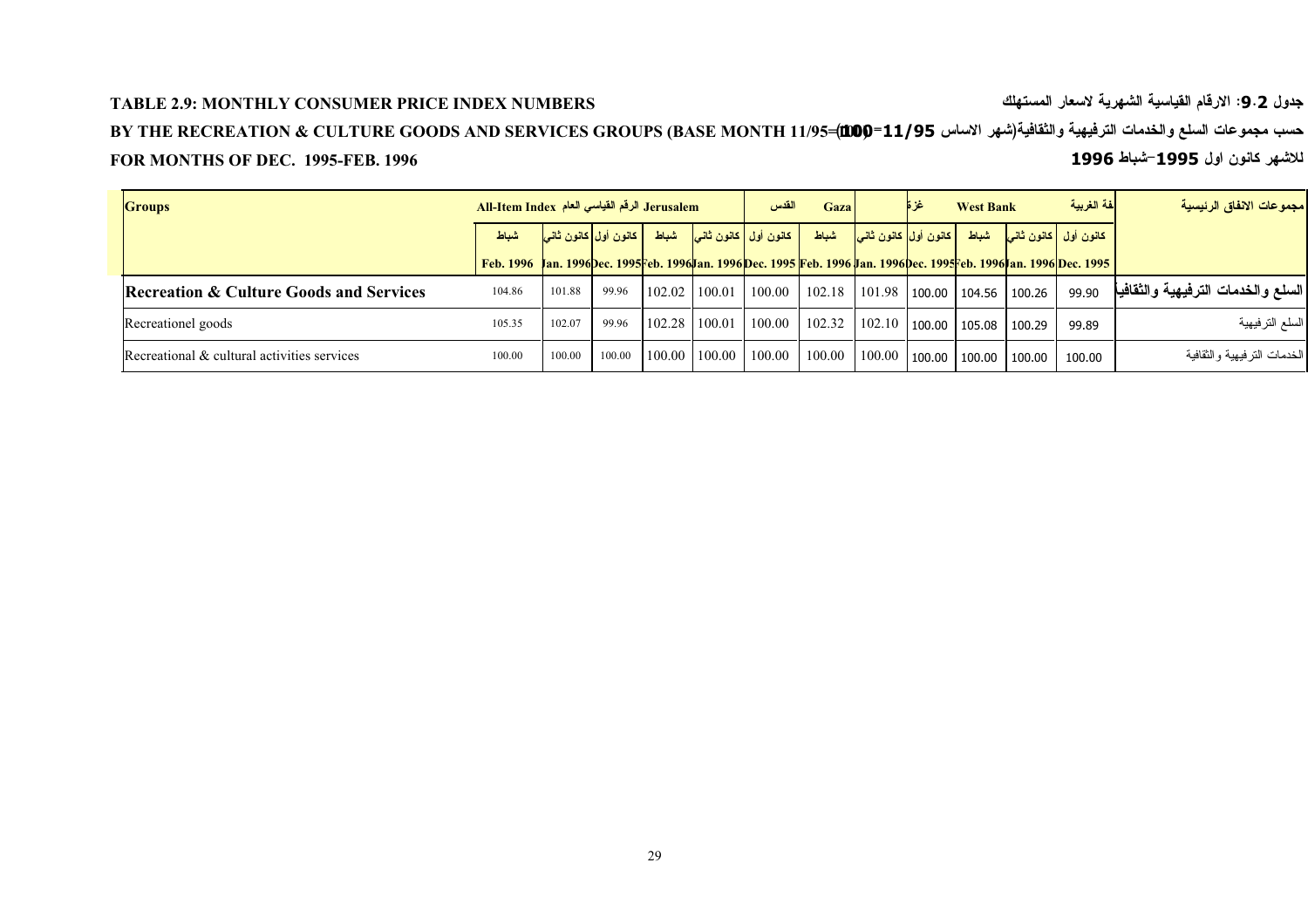**TABLE 2.9: MONTHLY CONSUMER PRICE INDEX NUMBERS**

**جدول 9.2: الارقام القياسية الشهرية لاسعار المستهلك**

**BY THE RECREATION & CULTURE GOODS AND SERVICES GROUPS (BASE MONTH 11/95=100)**

**حسب مجموعات السلع والخدمات الترفيهية والثقافية(شهر الاساس 11/95=100)**

**FOR MONTHS OF DEC. 1995-FEB. 1996**

**للاشهر كانون اول 1995-شباط 1996**

| Groups | All-Item Index الرقم القياسي العام | | | Jerusalem القدس | | | Gaza غزة | | | West Bank الضفة الغربية | | | مجموعات الانفاق الرئيسية |
|---|---|---|---|---|---|---|---|---|---|---|---|---|---|
| | شباط Feb. 1996 | كانون ثاني Jan. 1996 | كانون أول Dec. 1995 | شباط Feb. 1996 | كانون ثاني Jan. 1996 | كانون أول Dec. 1995 | شباط Feb. 1996 | كانون ثاني Jan. 1996 | كانون أول Dec. 1995 | شباط Feb. 1996 | كانون ثاني Jan. 1996 | كانون أول Dec. 1995 | |
| **Recreation & Culture Goods and Services** | 104.86 | 101.88 | 99.96 | 102.02 | 100.01 | 100.00 | 102.18 | 101.98 | 100.00 | 104.56 | 100.26 | 99.90 | **السلع والخدمات الترفيهية والثقافية** |
| Recreationel goods | 105.35 | 102.07 | 99.96 | 102.28 | 100.01 | 100.00 | 102.32 | 102.10 | 100.00 | 105.08 | 100.29 | 99.89 | السلع الترفيهية |
| Recreational & cultural activities services | 100.00 | 100.00 | 100.00 | 100.00 | 100.00 | 100.00 | 100.00 | 100.00 | 100.00 | 100.00 | 100.00 | 100.00 | الخدمات الترفيهية والثقافية |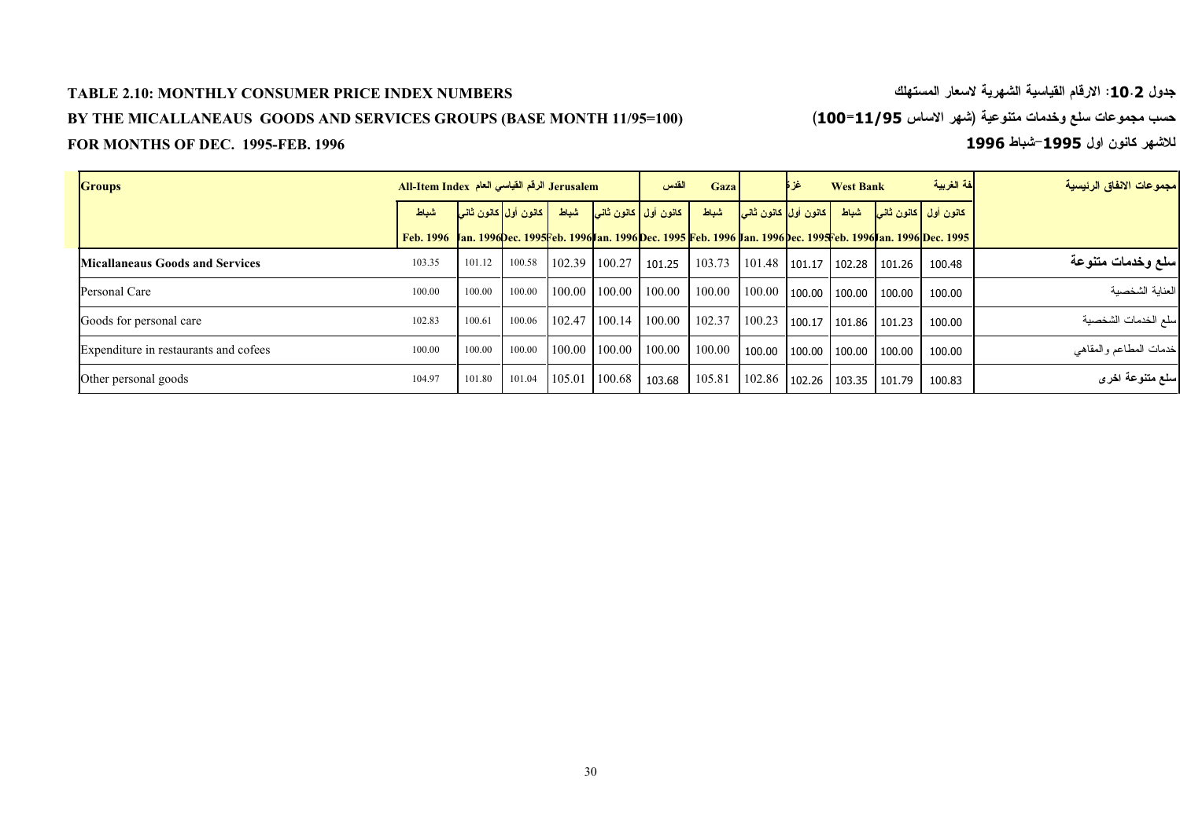**TABLE 2.10: MONTHLY CONSUMER PRICE INDEX NUMBERS**

**BY THE MICALLANEAUS GOODS AND SERVICES GROUPS (BASE MONTH 11/95=100)**

**FOR MONTHS OF DEC. 1995-FEB. 1996**

**جدول 2.10: الارقام القياسية الشهرية لاسعار المستهلك**

**حسب مجموعات سلع وخدمات متنوعة (شهر الاساس 11/95=100)**

**للاشهر كانون اول 1995-شباط 1996**

| Groups | All-Item Index الرقم القياسي العام | | | Jerusalem القدس | | | Gaza غزة | | | West Bank الضفة الغربية | | | مجموعات الانفاق الرئيسية |
|---|---|---|---|---|---|---|---|---|---|---|---|---|---|
| | شباط | كانون ثاني | كانون أول | شباط | كانون ثاني | كانون أول | شباط | كانون ثاني | كانون أول | شباط | كانون ثاني | كانون أول | |
| | Feb. 1996 | Jan. 1996 | Dec. 1995 | Feb. 1996 | Jan. 1996 | Dec. 1995 | Feb. 1996 | Jan. 1996 | Dec. 1995 | Feb. 1996 | Jan. 1996 | Dec. 1995 | |
| **Micallaneaus Goods and Services** | 103.35 | 101.12 | 100.58 | 102.39 | 100.27 | 101.25 | 103.73 | 101.48 | 101.17 | 102.28 | 101.26 | 100.48 | **سلع وخدمات متنوعة** |
| Personal Care | 100.00 | 100.00 | 100.00 | 100.00 | 100.00 | 100.00 | 100.00 | 100.00 | 100.00 | 100.00 | 100.00 | 100.00 | العناية الشخصية |
| Goods for personal care | 102.83 | 100.61 | 100.06 | 102.47 | 100.14 | 100.00 | 102.37 | 100.23 | 100.17 | 101.86 | 101.23 | 100.00 | سلع الخدمات الشخصية |
| Expenditure in restaurants and cofees | 100.00 | 100.00 | 100.00 | 100.00 | 100.00 | 100.00 | 100.00 | 100.00 | 100.00 | 100.00 | 100.00 | 100.00 | خدمات المطاعم والمقاهي |
| Other personal goods | 104.97 | 101.80 | 101.04 | 105.01 | 100.68 | 103.68 | 105.81 | 102.86 | 102.26 | 103.35 | 101.79 | 100.83 | سلع متنوعة اخرى |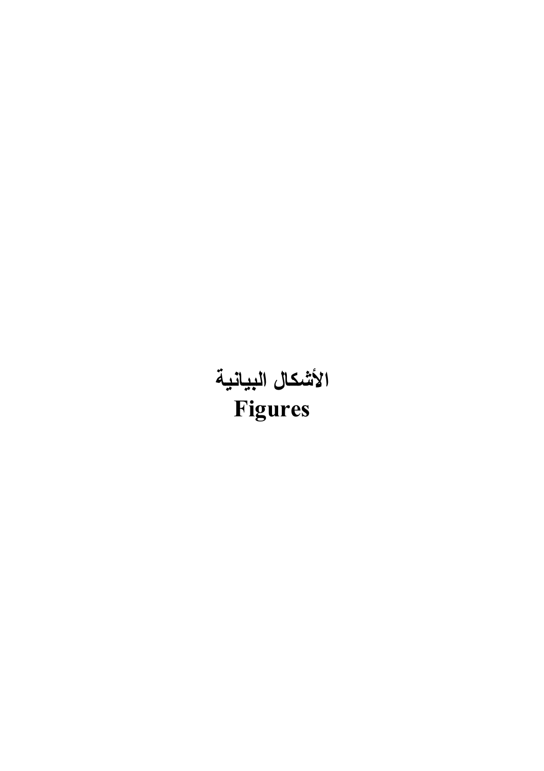# الأشكال البيانية
# Figures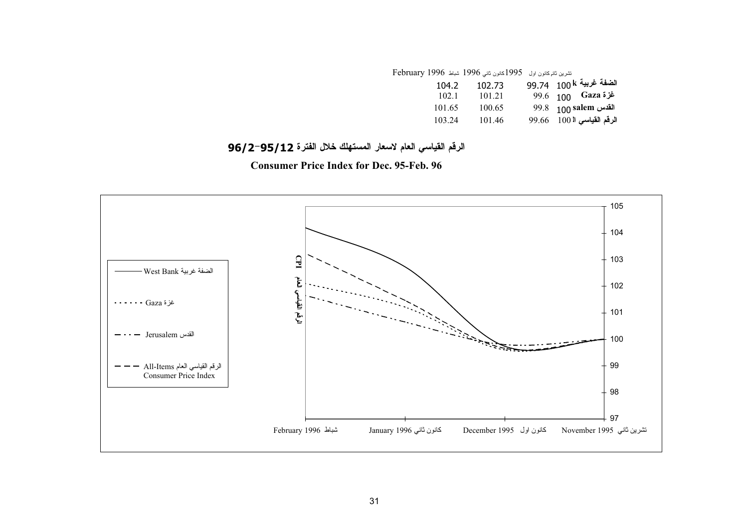| February 1996 شباط | 1996 كانون ثاني | 1995 كانون اول | تشرين ثاني | |
|---|---|---|---|---|
| 104.2 | 102.73 | 99.74 | 100 | الضفة غربية k |
| 102.1 | 101.21 | 99.6 | 100 | غزة Gaza |
| 101.65 | 100.65 | 99.8 | 100 | القدس salem |
| 103.24 | 101.46 | 99.66 | 100 | الرقم القياسي ال |

## الرقم القياسي العام لاسعار المستهلك خلال الفترة 95/12-96/2

## Consumer Price Index for Dec. 95-Feb. 96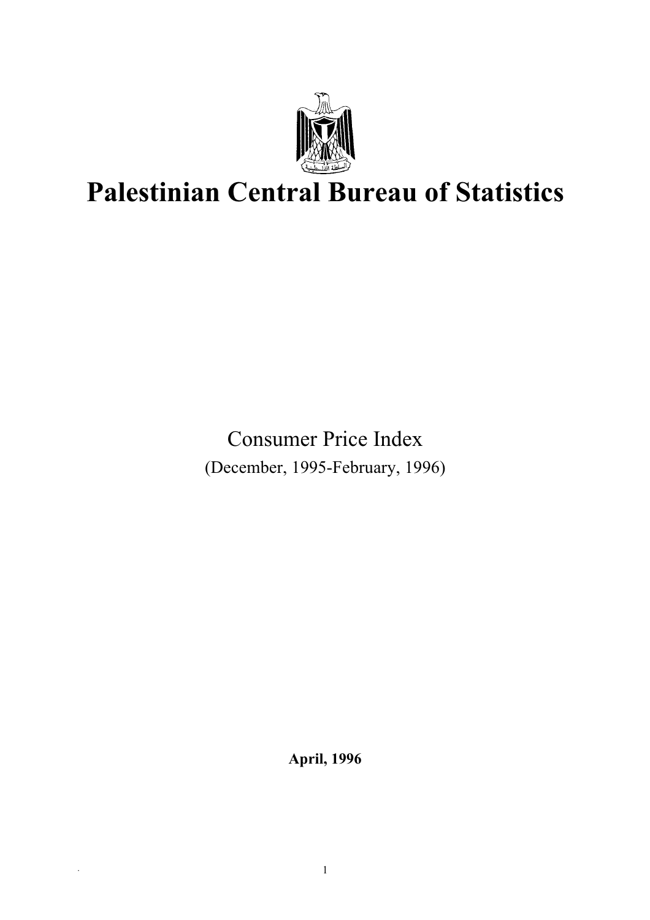# Palestinian Central Bureau of Statistics

Consumer Price Index

(December, 1995-February, 1996)

**April, 1996**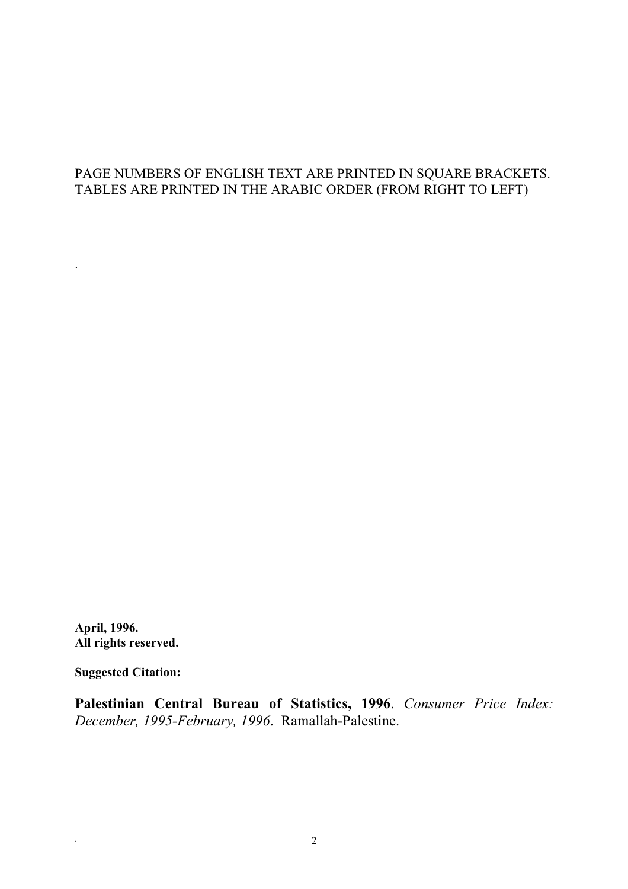PAGE NUMBERS OF ENGLISH TEXT ARE PRINTED IN SQUARE BRACKETS.
TABLES ARE PRINTED IN THE ARABIC ORDER (FROM RIGHT TO LEFT)

**April, 1996.**
**All rights reserved.**

**Suggested Citation:**

**Palestinian Central Bureau of Statistics, 1996**. *Consumer Price Index: December, 1995-February, 1996*. Ramallah-Palestine.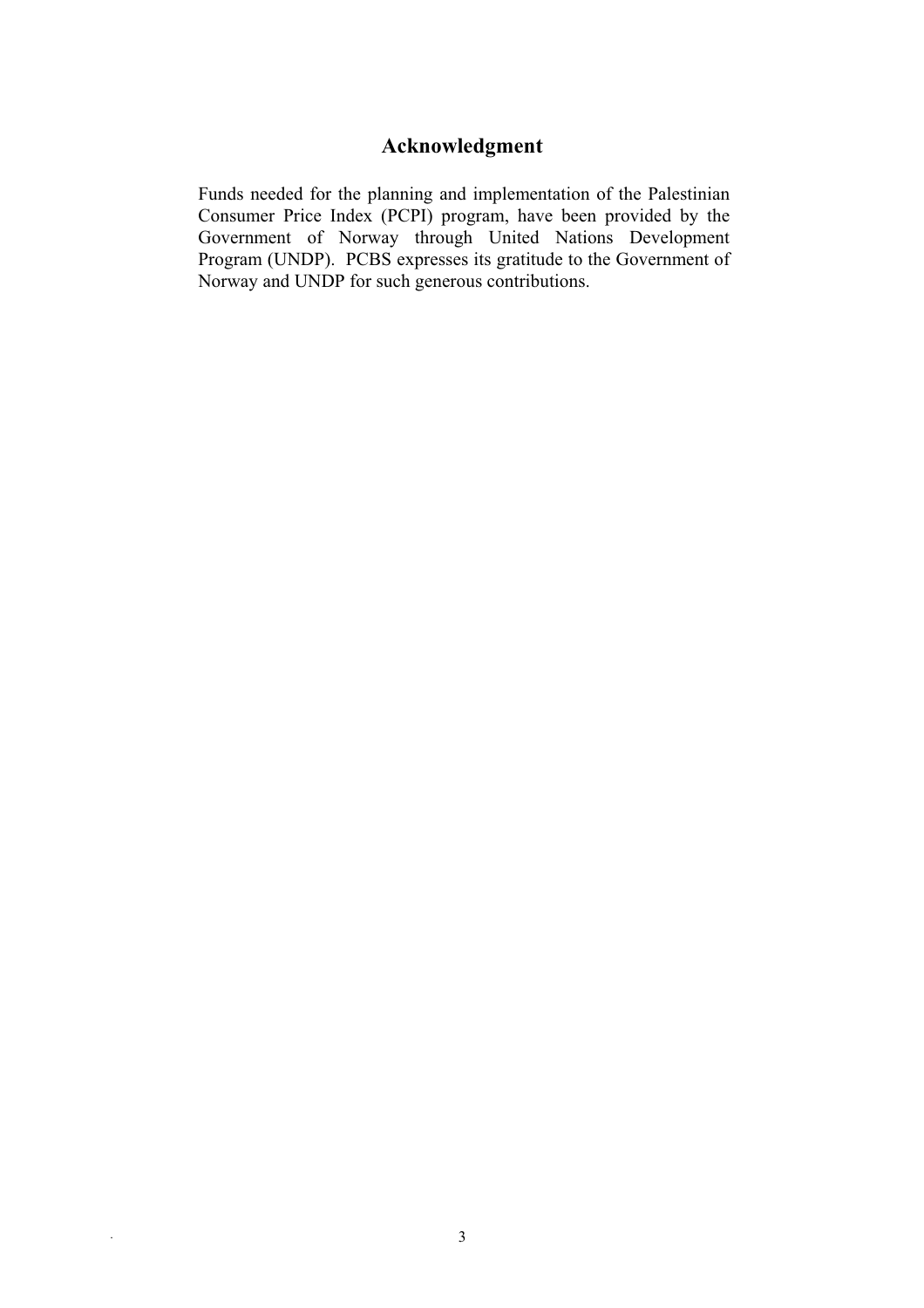## Acknowledgment

Funds needed for the planning and implementation of the Palestinian Consumer Price Index (PCPI) program, have been provided by the Government of Norway through United Nations Development Program (UNDP). PCBS expresses its gratitude to the Government of Norway and UNDP for such generous contributions.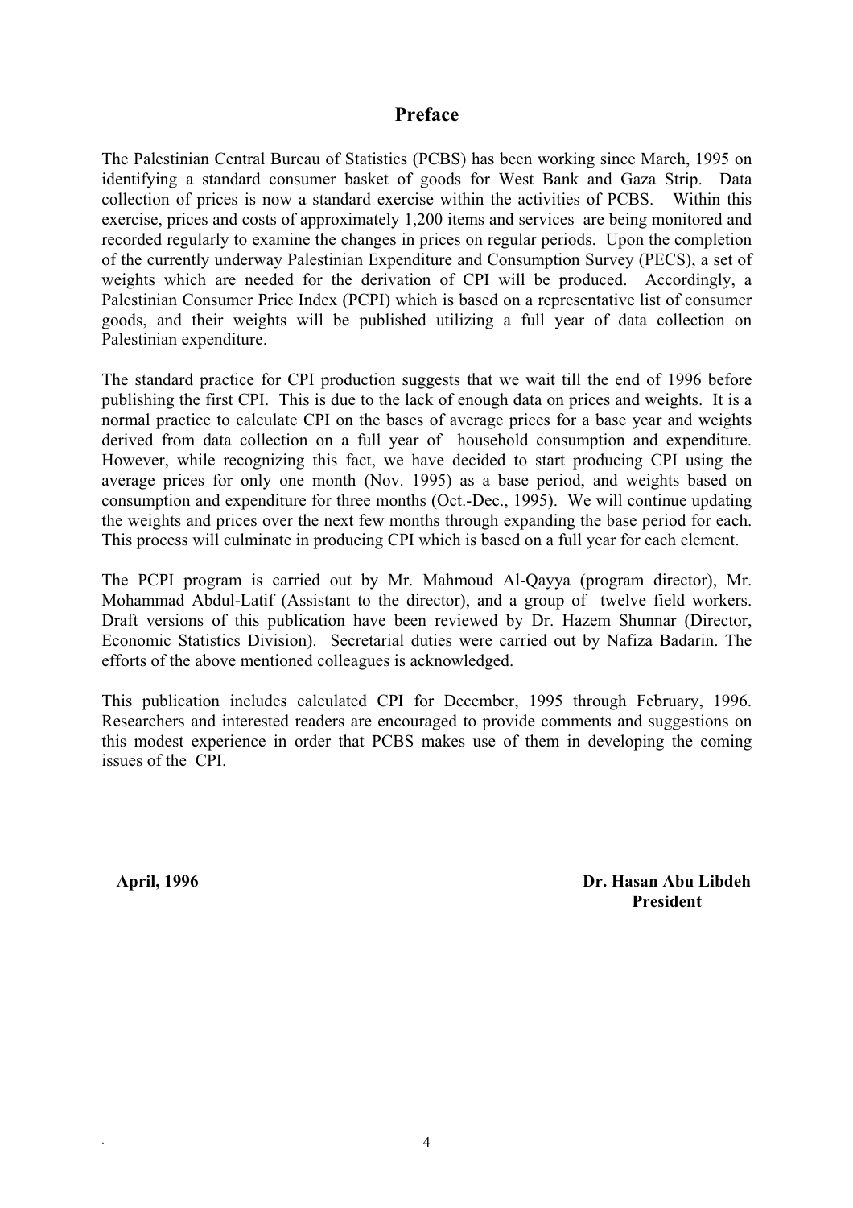# Preface

The Palestinian Central Bureau of Statistics (PCBS) has been working since March, 1995 on identifying a standard consumer basket of goods for West Bank and Gaza Strip. Data collection of prices is now a standard exercise within the activities of PCBS. Within this exercise, prices and costs of approximately 1,200 items and services are being monitored and recorded regularly to examine the changes in prices on regular periods. Upon the completion of the currently underway Palestinian Expenditure and Consumption Survey (PECS), a set of weights which are needed for the derivation of CPI will be produced. Accordingly, a Palestinian Consumer Price Index (PCPI) which is based on a representative list of consumer goods, and their weights will be published utilizing a full year of data collection on Palestinian expenditure.

The standard practice for CPI production suggests that we wait till the end of 1996 before publishing the first CPI. This is due to the lack of enough data on prices and weights. It is a normal practice to calculate CPI on the bases of average prices for a base year and weights derived from data collection on a full year of household consumption and expenditure. However, while recognizing this fact, we have decided to start producing CPI using the average prices for only one month (Nov. 1995) as a base period, and weights based on consumption and expenditure for three months (Oct.-Dec., 1995). We will continue updating the weights and prices over the next few months through expanding the base period for each. This process will culminate in producing CPI which is based on a full year for each element.

The PCPI program is carried out by Mr. Mahmoud Al-Qayya (program director), Mr. Mohammad Abdul-Latif (Assistant to the director), and a group of twelve field workers. Draft versions of this publication have been reviewed by Dr. Hazem Shunnar (Director, Economic Statistics Division). Secretarial duties were carried out by Nafiza Badarin. The efforts of the above mentioned colleagues is acknowledged.

This publication includes calculated CPI for December, 1995 through February, 1996. Researchers and interested readers are encouraged to provide comments and suggestions on this modest experience in order that PCBS makes use of them in developing the coming issues of the CPI.

**April, 1996**

**Dr. Hasan Abu Libdeh**
**President**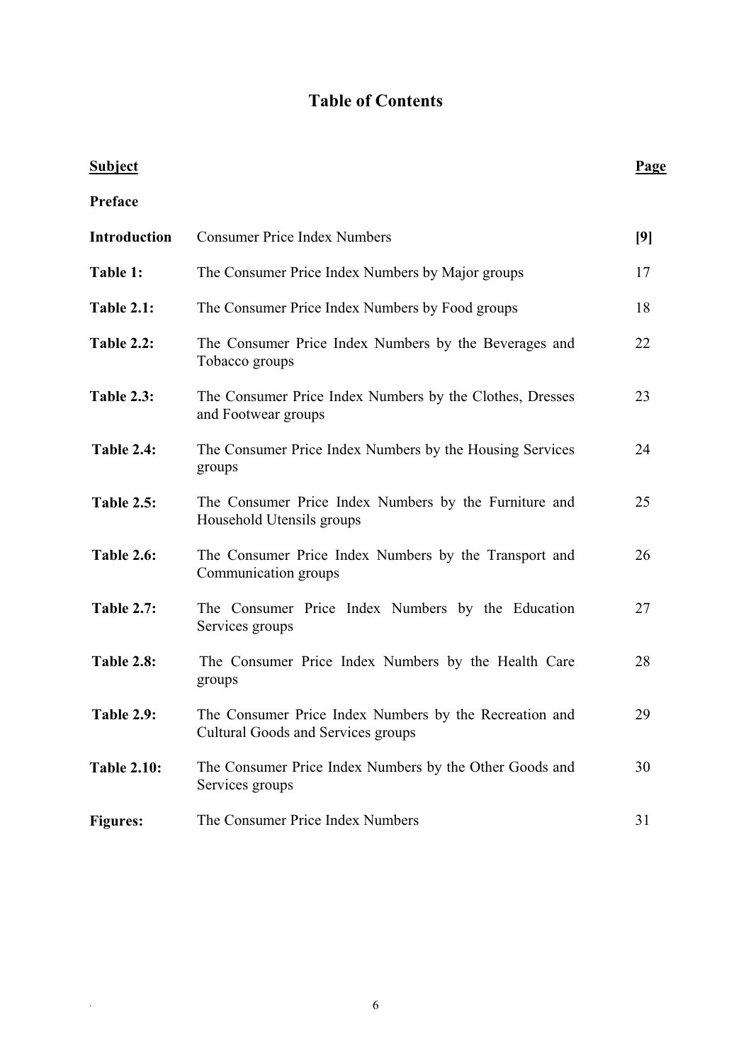# Table of Contents

| Subject | | Page |
|---|---|---|
| **Preface** | | |
| **Introduction** | Consumer Price Index Numbers | **[9]** |
| **Table 1:** | The Consumer Price Index Numbers by Major groups | 17 |
| **Table 2.1:** | The Consumer Price Index Numbers by Food groups | 18 |
| **Table 2.2:** | The Consumer Price Index Numbers by the Beverages and Tobacco groups | 22 |
| **Table 2.3:** | The Consumer Price Index Numbers by the Clothes, Dresses and Footwear groups | 23 |
| **Table 2.4:** | The Consumer Price Index Numbers by the Housing Services groups | 24 |
| **Table 2.5:** | The Consumer Price Index Numbers by the Furniture and Household Utensils groups | 25 |
| **Table 2.6:** | The Consumer Price Index Numbers by the Transport and Communication groups | 26 |
| **Table 2.7:** | The Consumer Price Index Numbers by the Education Services groups | 27 |
| **Table 2.8:** | The Consumer Price Index Numbers by the Health Care groups | 28 |
| **Table 2.9:** | The Consumer Price Index Numbers by the Recreation and Cultural Goods and Services groups | 29 |
| **Table 2.10:** | The Consumer Price Index Numbers by the Other Goods and Services groups | 30 |
| **Figures:** | The Consumer Price Index Numbers | 31 |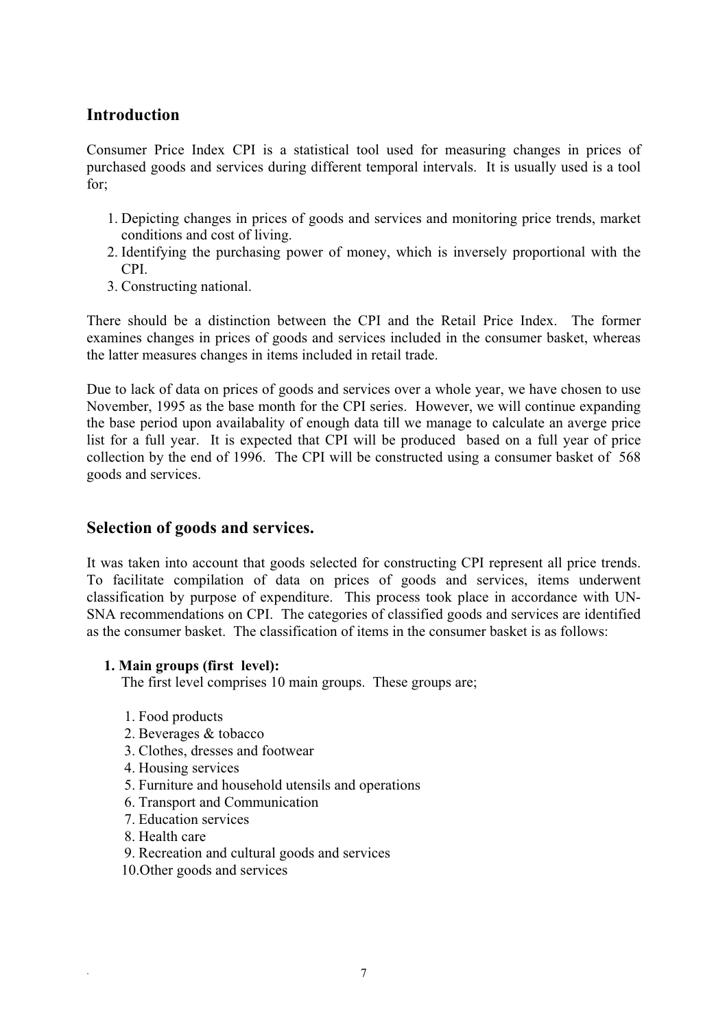## Introduction

Consumer Price Index CPI is a statistical tool used for measuring changes in prices of purchased goods and services during different temporal intervals. It is usually used is a tool for;

1. Depicting changes in prices of goods and services and monitoring price trends, market conditions and cost of living.
2. Identifying the purchasing power of money, which is inversely proportional with the CPI.
3. Constructing national.

There should be a distinction between the CPI and the Retail Price Index. The former examines changes in prices of goods and services included in the consumer basket, whereas the latter measures changes in items included in retail trade.

Due to lack of data on prices of goods and services over a whole year, we have chosen to use November, 1995 as the base month for the CPI series. However, we will continue expanding the base period upon availabality of enough data till we manage to calculate an averge price list for a full year. It is expected that CPI will be produced based on a full year of price collection by the end of 1996. The CPI will be constructed using a consumer basket of 568 goods and services.

## Selection of goods and services.

It was taken into account that goods selected for constructing CPI represent all price trends. To facilitate compilation of data on prices of goods and services, items underwent classification by purpose of expenditure. This process took place in accordance with UN-SNA recommendations on CPI. The categories of classified goods and services are identified as the consumer basket. The classification of items in the consumer basket is as follows:

**1. Main groups (first level):**

The first level comprises 10 main groups. These groups are;

1. Food products
2. Beverages & tobacco
3. Clothes, dresses and footwear
4. Housing services
5. Furniture and household utensils and operations
6. Transport and Communication
7. Education services
8. Health care
9. Recreation and cultural goods and services
10. Other goods and services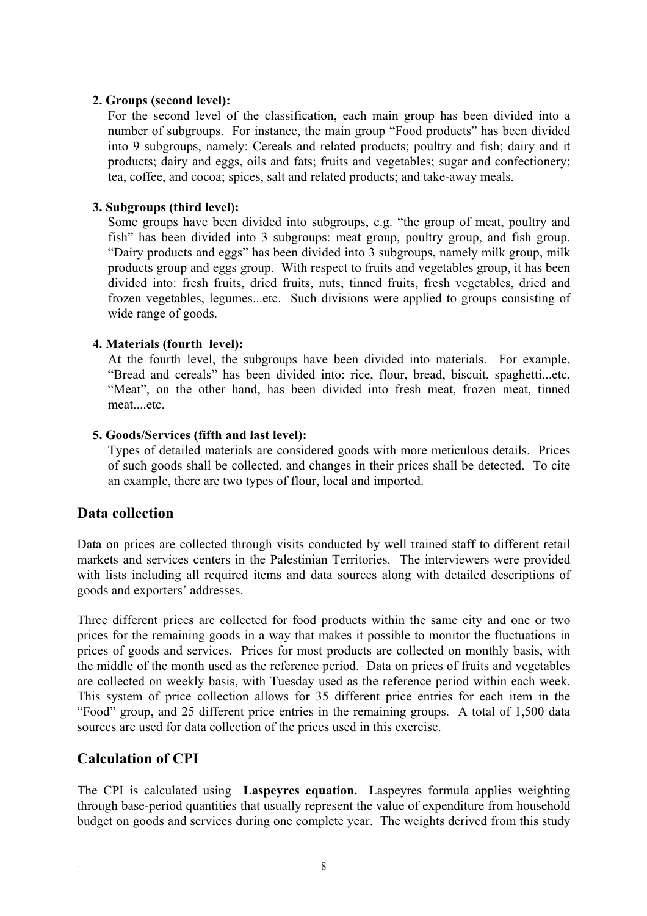**2. Groups (second level):**

For the second level of the classification, each main group has been divided into a number of subgroups. For instance, the main group "Food products" has been divided into 9 subgroups, namely: Cereals and related products; poultry and fish; dairy and it products; dairy and eggs, oils and fats; fruits and vegetables; sugar and confectionery; tea, coffee, and cocoa; spices, salt and related products; and take-away meals.

**3. Subgroups (third level):**

Some groups have been divided into subgroups, e.g. "the group of meat, poultry and fish" has been divided into 3 subgroups: meat group, poultry group, and fish group. "Dairy products and eggs" has been divided into 3 subgroups, namely milk group, milk products group and eggs group. With respect to fruits and vegetables group, it has been divided into: fresh fruits, dried fruits, nuts, tinned fruits, fresh vegetables, dried and frozen vegetables, legumes...etc. Such divisions were applied to groups consisting of wide range of goods.

**4. Materials (fourth level):**

At the fourth level, the subgroups have been divided into materials. For example, "Bread and cereals" has been divided into: rice, flour, bread, biscuit, spaghetti...etc. "Meat", on the other hand, has been divided into fresh meat, frozen meat, tinned meat....etc.

**5. Goods/Services (fifth and last level):**

Types of detailed materials are considered goods with more meticulous details. Prices of such goods shall be collected, and changes in their prices shall be detected. To cite an example, there are two types of flour, local and imported.

## Data collection

Data on prices are collected through visits conducted by well trained staff to different retail markets and services centers in the Palestinian Territories. The interviewers were provided with lists including all required items and data sources along with detailed descriptions of goods and exporters' addresses.

Three different prices are collected for food products within the same city and one or two prices for the remaining goods in a way that makes it possible to monitor the fluctuations in prices of goods and services. Prices for most products are collected on monthly basis, with the middle of the month used as the reference period. Data on prices of fruits and vegetables are collected on weekly basis, with Tuesday used as the reference period within each week. This system of price collection allows for 35 different price entries for each item in the "Food" group, and 25 different price entries in the remaining groups. A total of 1,500 data sources are used for data collection of the prices used in this exercise.

## Calculation of CPI

The CPI is calculated using **Laspeyres equation.** Laspeyres formula applies weighting through base-period quantities that usually represent the value of expenditure from household budget on goods and services during one complete year. The weights derived from this study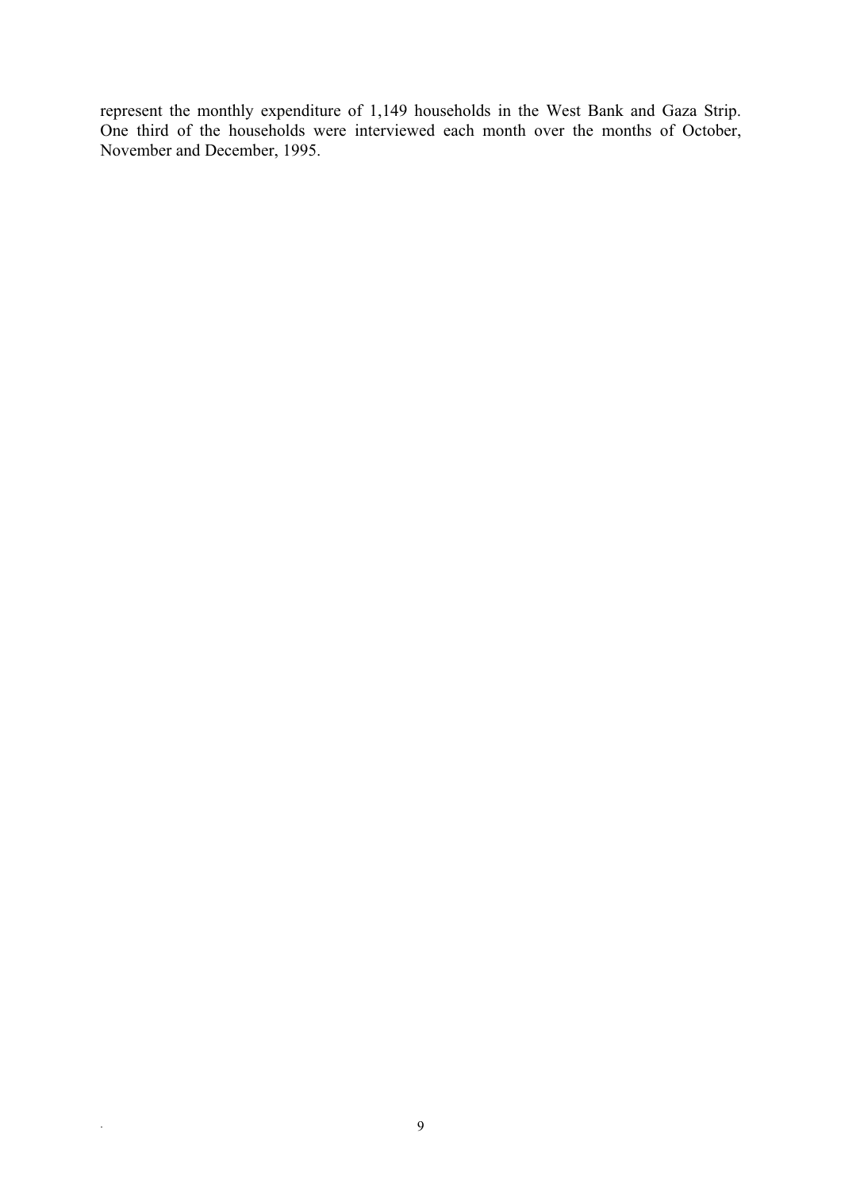represent the monthly expenditure of 1,149 households in the West Bank and Gaza Strip. One third of the households were interviewed each month over the months of October, November and December, 1995.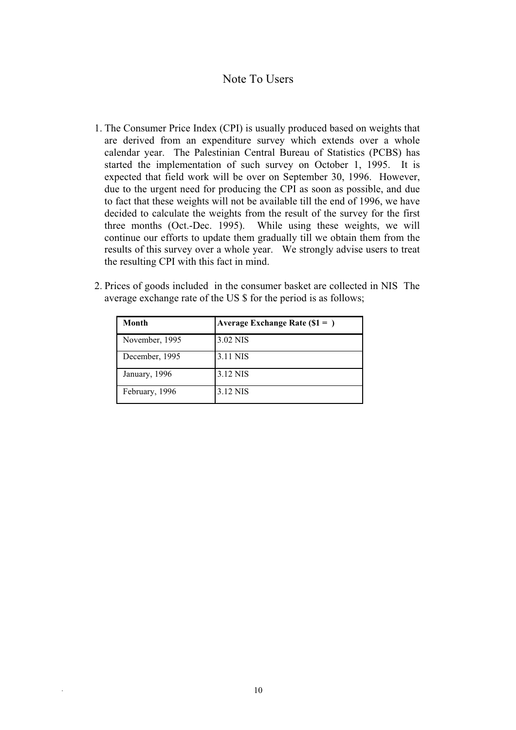# Note To Users

1. The Consumer Price Index (CPI) is usually produced based on weights that are derived from an expenditure survey which extends over a whole calendar year. The Palestinian Central Bureau of Statistics (PCBS) has started the implementation of such survey on October 1, 1995. It is expected that field work will be over on September 30, 1996. However, due to the urgent need for producing the CPI as soon as possible, and due to fact that these weights will not be available till the end of 1996, we have decided to calculate the weights from the result of the survey for the first three months (Oct.-Dec. 1995). While using these weights, we will continue our efforts to update them gradually till we obtain them from the results of this survey over a whole year. We strongly advise users to treat the resulting CPI with this fact in mind.

2. Prices of goods included in the consumer basket are collected in NIS The average exchange rate of the US $ for the period is as follows;

| **Month** | **Average Exchange Rate ($1 = )** |
|---|---|
| November, 1995 | 3.02 NIS |
| December, 1995 | 3.11 NIS |
| January, 1996 | 3.12 NIS |
| February, 1996 | 3.12 NIS |